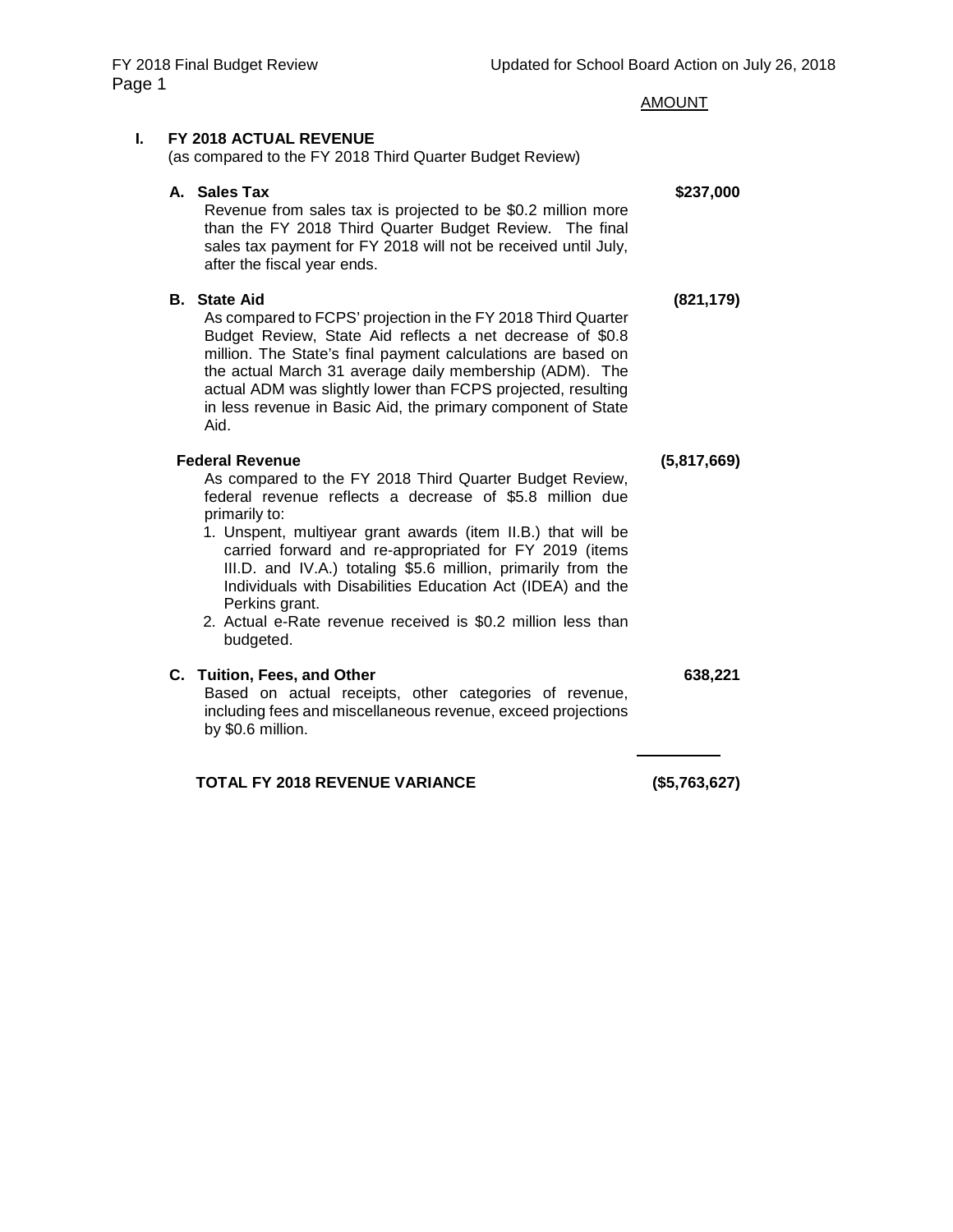AMOUNT

## I. FY 2018 ACTUAL REVENUE

(as compared to the FY 2018 Third Quarter Budget Review)

**A. Sales Tax** — **$237,000**

Revenue from sales tax is projected to be $0.2 million more than the FY 2018 Third Quarter Budget Review. The final sales tax payment for FY 2018 will not be received until July, after the fiscal year ends.

**B. State Aid** — **(821,179)**

As compared to FCPS' projection in the FY 2018 Third Quarter Budget Review, State Aid reflects a net decrease of $0.8 million. The State's final payment calculations are based on the actual March 31 average daily membership (ADM). The actual ADM was slightly lower than FCPS projected, resulting in less revenue in Basic Aid, the primary component of State Aid.

**Federal Revenue** — **(5,817,669)**

As compared to the FY 2018 Third Quarter Budget Review, federal revenue reflects a decrease of $5.8 million due primarily to:

1. Unspent, multiyear grant awards (item II.B.) that will be carried forward and re-appropriated for FY 2019 (items III.D. and IV.A.) totaling $5.6 million, primarily from the Individuals with Disabilities Education Act (IDEA) and the Perkins grant.
2. Actual e-Rate revenue received is $0.2 million less than budgeted.

**C. Tuition, Fees, and Other** — **638,221**

Based on actual receipts, other categories of revenue, including fees and miscellaneous revenue, exceed projections by $0.6 million.

**TOTAL FY 2018 REVENUE VARIANCE** — **($5,763,627)**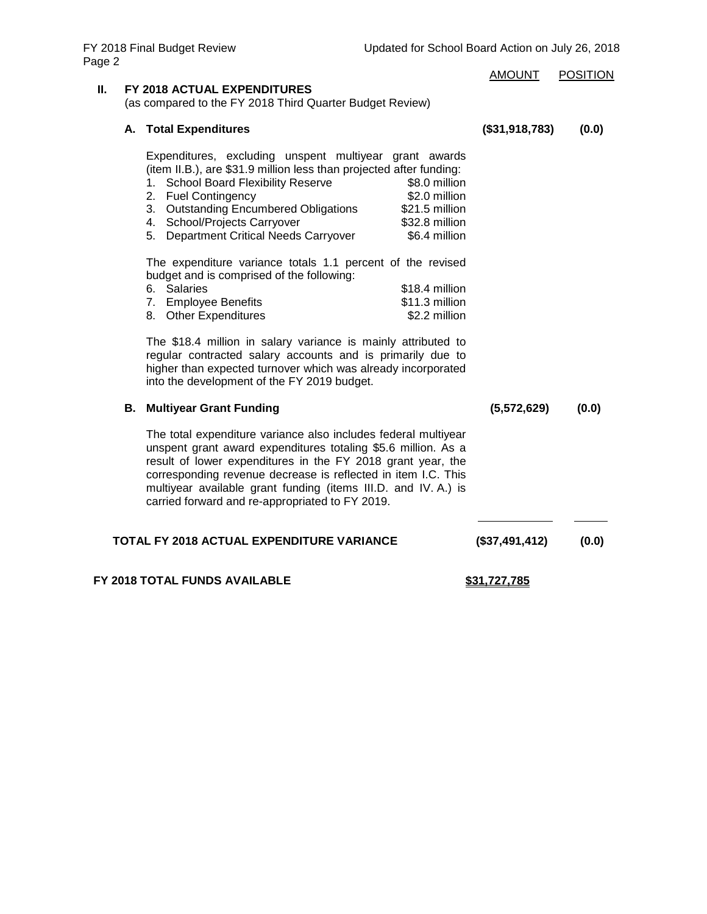| | AMOUNT | POSITION |
|---|---|---|
| **II. FY 2018 ACTUAL EXPENDITURES** (as compared to the FY 2018 Third Quarter Budget Review) | | |
| **A. Total Expenditures** | **($31,918,783)** | **(0.0)** |

Expenditures, excluding unspent multiyear grant awards (item II.B.), are $31.9 million less than projected after funding:

1. School Board Flexibility Reserve — $8.0 million
2. Fuel Contingency — $2.0 million
3. Outstanding Encumbered Obligations — $21.5 million
4. School/Projects Carryover — $32.8 million
5. Department Critical Needs Carryover — $6.4 million

The expenditure variance totals 1.1 percent of the revised budget and is comprised of the following:

6. Salaries — $18.4 million
7. Employee Benefits — $11.3 million
8. Other Expenditures — $2.2 million

The $18.4 million in salary variance is mainly attributed to regular contracted salary accounts and is primarily due to higher than expected turnover which was already incorporated into the development of the FY 2019 budget.

| | AMOUNT | POSITION |
|---|---|---|
| **B. Multiyear Grant Funding** | **(5,572,629)** | **(0.0)** |

The total expenditure variance also includes federal multiyear unspent grant award expenditures totaling $5.6 million. As a result of lower expenditures in the FY 2018 grant year, the corresponding revenue decrease is reflected in item I.C. This multiyear available grant funding (items III.D. and IV. A.) is carried forward and re-appropriated to FY 2019.

| | AMOUNT | POSITION |
|---|---|---|
| **TOTAL FY 2018 ACTUAL EXPENDITURE VARIANCE** | **($37,491,412)** | **(0.0)** |
| **FY 2018 TOTAL FUNDS AVAILABLE** | **$31,727,785** | |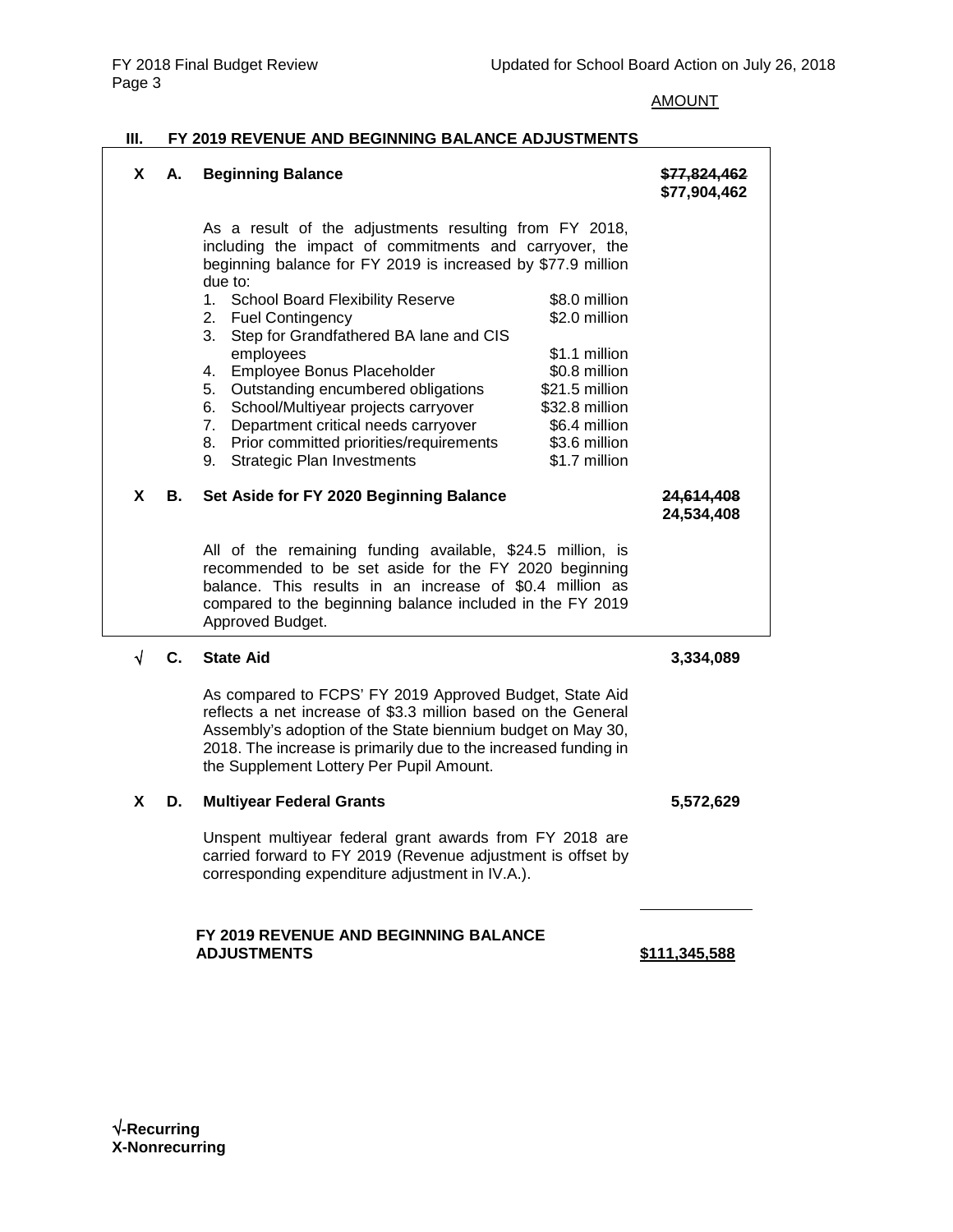AMOUNT

## III. FY 2019 REVENUE AND BEGINNING BALANCE ADJUSTMENTS

**X A. Beginning Balance** — ~~**$77,824,462**~~ **$77,904,462**

As a result of the adjustments resulting from FY 2018, including the impact of commitments and carryover, the beginning balance for FY 2019 is increased by $77.9 million due to:

| | |
|---|---|
| 1. School Board Flexibility Reserve | $8.0 million |
| 2. Fuel Contingency | $2.0 million |
| 3. Step for Grandfathered BA lane and CIS employees | $1.1 million |
| 4. Employee Bonus Placeholder | $0.8 million |
| 5. Outstanding encumbered obligations | $21.5 million |
| 6. School/Multiyear projects carryover | $32.8 million |
| 7. Department critical needs carryover | $6.4 million |
| 8. Prior committed priorities/requirements | $3.6 million |
| 9. Strategic Plan Investments | $1.7 million |

**X B. Set Aside for FY 2020 Beginning Balance** — ~~**24,614,408**~~ **24,534,408**

All of the remaining funding available, $24.5 million, is recommended to be set aside for the FY 2020 beginning balance. This results in an increase of $0.4 million as compared to the beginning balance included in the FY 2019 Approved Budget.

**√ C. State Aid** — **3,334,089**

As compared to FCPS' FY 2019 Approved Budget, State Aid reflects a net increase of $3.3 million based on the General Assembly's adoption of the State biennium budget on May 30, 2018. The increase is primarily due to the increased funding in the Supplement Lottery Per Pupil Amount.

**X D. Multiyear Federal Grants** — **5,572,629**

Unspent multiyear federal grant awards from FY 2018 are carried forward to FY 2019 (Revenue adjustment is offset by corresponding expenditure adjustment in IV.A.).

**FY 2019 REVENUE AND BEGINNING BALANCE ADJUSTMENTS** — **$111,345,588**

**√-Recurring**
**X-Nonrecurring**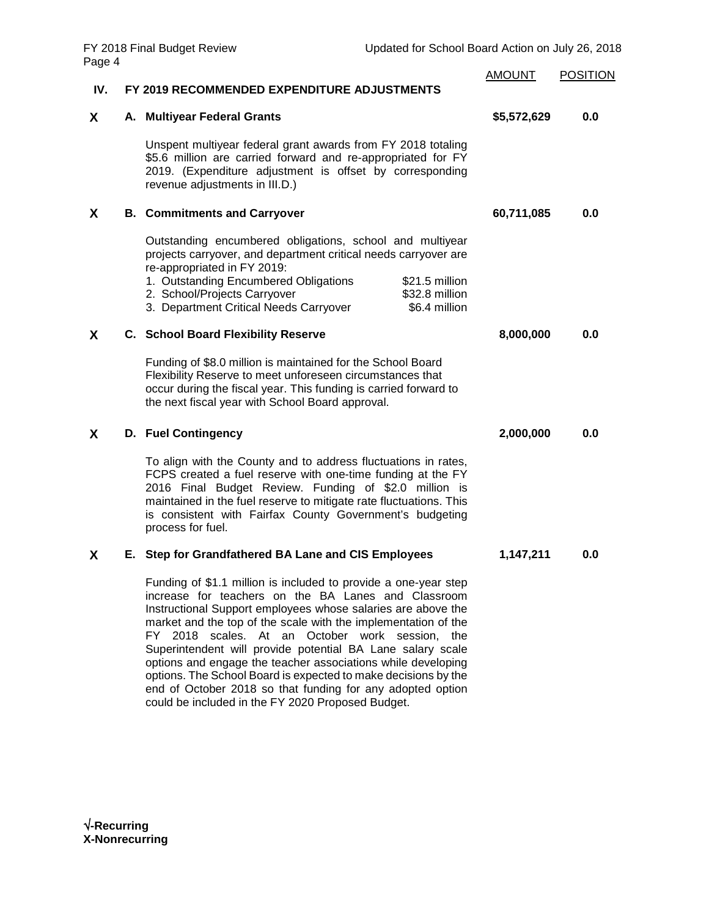| | | | AMOUNT | POSITION |
|---|---|---|---|---|
| **IV.** | **FY 2019 RECOMMENDED EXPENDITURE ADJUSTMENTS** | | | |

**X** **A. Multiyear Federal Grants** — **$5,572,629** — **0.0**

Unspent multiyear federal grant awards from FY 2018 totaling $5.6 million are carried forward and re-appropriated for FY 2019. (Expenditure adjustment is offset by corresponding revenue adjustments in III.D.)

**X** **B. Commitments and Carryover** — **60,711,085** — **0.0**

Outstanding encumbered obligations, school and multiyear projects carryover, and department critical needs carryover are re-appropriated in FY 2019:

1. Outstanding Encumbered Obligations — $21.5 million
2. School/Projects Carryover — $32.8 million
3. Department Critical Needs Carryover — $6.4 million

**X** **C. School Board Flexibility Reserve** — **8,000,000** — **0.0**

Funding of $8.0 million is maintained for the School Board Flexibility Reserve to meet unforeseen circumstances that occur during the fiscal year. This funding is carried forward to the next fiscal year with School Board approval.

**X** **D. Fuel Contingency** — **2,000,000** — **0.0**

To align with the County and to address fluctuations in rates, FCPS created a fuel reserve with one-time funding at the FY 2016 Final Budget Review. Funding of $2.0 million is maintained in the fuel reserve to mitigate rate fluctuations. This is consistent with Fairfax County Government's budgeting process for fuel.

**X** **E. Step for Grandfathered BA Lane and CIS Employees** — **1,147,211** — **0.0**

Funding of $1.1 million is included to provide a one-year step increase for teachers on the BA Lanes and Classroom Instructional Support employees whose salaries are above the market and the top of the scale with the implementation of the FY 2018 scales. At an October work session, the Superintendent will provide potential BA Lane salary scale options and engage the teacher associations while developing options. The School Board is expected to make decisions by the end of October 2018 so that funding for any adopted option could be included in the FY 2020 Proposed Budget.

**√-Recurring**
**X-Nonrecurring**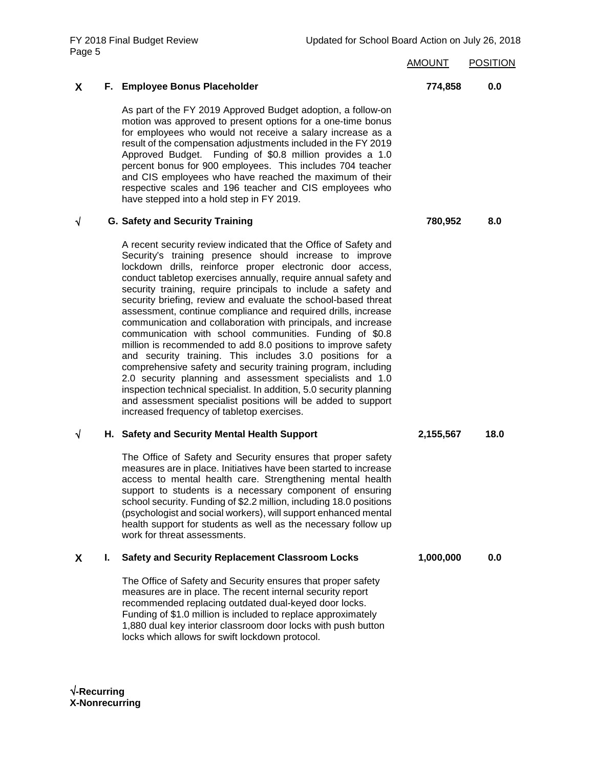| | | AMOUNT | POSITION |
|---|---|---|---|
| **X** | **F. Employee Bonus Placeholder** | **774,858** | **0.0** |

As part of the FY 2019 Approved Budget adoption, a follow-on motion was approved to present options for a one-time bonus for employees who would not receive a salary increase as a result of the compensation adjustments included in the FY 2019 Approved Budget. Funding of $0.8 million provides a 1.0 percent bonus for 900 employees. This includes 704 teacher and CIS employees who have reached the maximum of their respective scales and 196 teacher and CIS employees who have stepped into a hold step in FY 2019.

| | | AMOUNT | POSITION |
|---|---|---|---|
| **√** | **G. Safety and Security Training** | **780,952** | **8.0** |

A recent security review indicated that the Office of Safety and Security's training presence should increase to improve lockdown drills, reinforce proper electronic door access, conduct tabletop exercises annually, require annual safety and security training, require principals to include a safety and security briefing, review and evaluate the school-based threat assessment, continue compliance and required drills, increase communication and collaboration with principals, and increase communication with school communities. Funding of $0.8 million is recommended to add 8.0 positions to improve safety and security training. This includes 3.0 positions for a comprehensive safety and security training program, including 2.0 security planning and assessment specialists and 1.0 inspection technical specialist. In addition, 5.0 security planning and assessment specialist positions will be added to support increased frequency of tabletop exercises.

| | | AMOUNT | POSITION |
|---|---|---|---|
| **√** | **H. Safety and Security Mental Health Support** | **2,155,567** | **18.0** |

The Office of Safety and Security ensures that proper safety measures are in place. Initiatives have been started to increase access to mental health care. Strengthening mental health support to students is a necessary component of ensuring school security. Funding of $2.2 million, including 18.0 positions (psychologist and social workers), will support enhanced mental health support for students as well as the necessary follow up work for threat assessments.

| | | AMOUNT | POSITION |
|---|---|---|---|
| **X** | **I. Safety and Security Replacement Classroom Locks** | **1,000,000** | **0.0** |

The Office of Safety and Security ensures that proper safety measures are in place. The recent internal security report recommended replacing outdated dual-keyed door locks. Funding of $1.0 million is included to replace approximately 1,880 dual key interior classroom door locks with push button locks which allows for swift lockdown protocol.

**√-Recurring**
**X-Nonrecurring**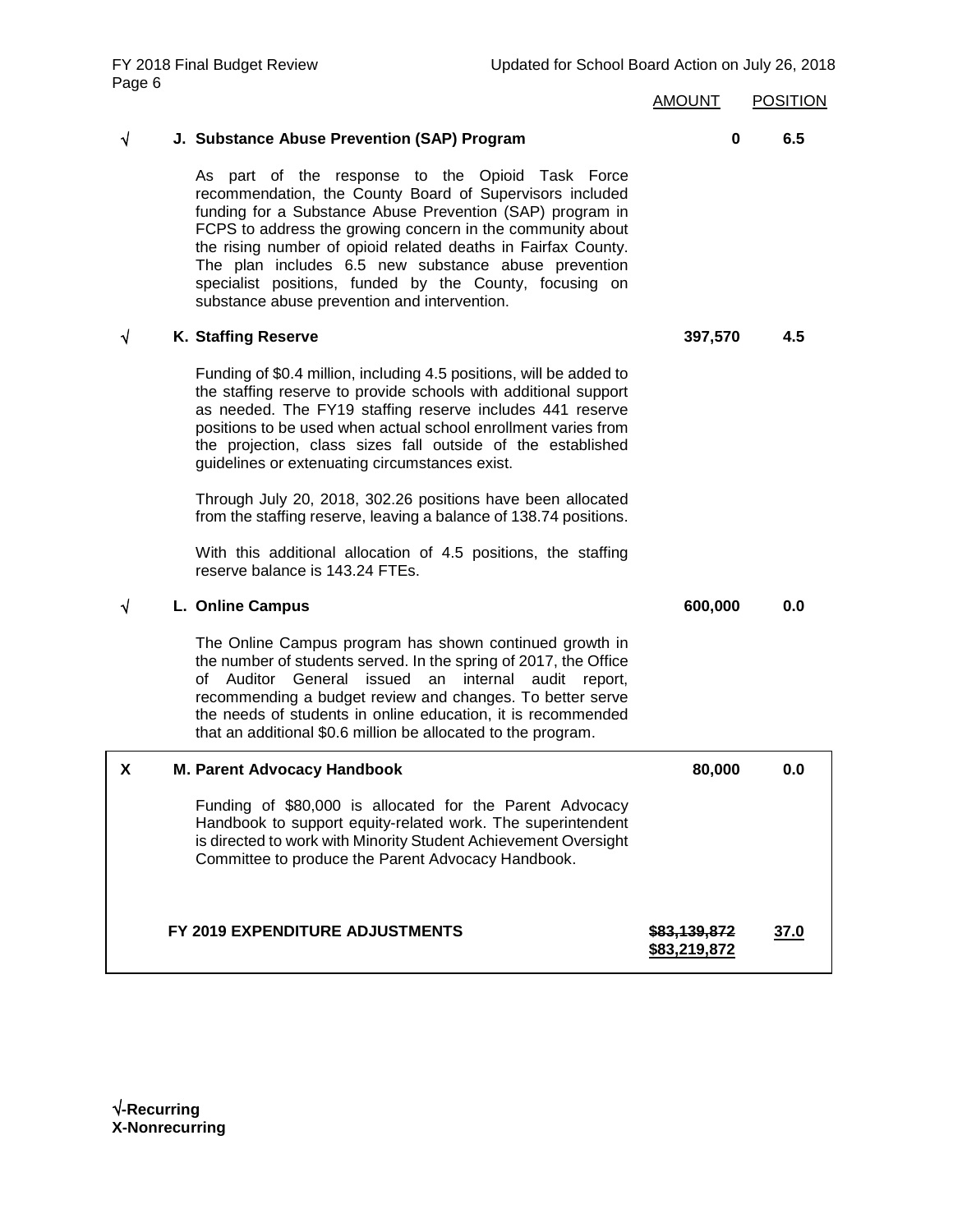| | | AMOUNT | POSITION |
|---|---|---|---|
| √ | **J. Substance Abuse Prevention (SAP) Program** | **0** | **6.5** |

As part of the response to the Opioid Task Force recommendation, the County Board of Supervisors included funding for a Substance Abuse Prevention (SAP) program in FCPS to address the growing concern in the community about the rising number of opioid related deaths in Fairfax County. The plan includes 6.5 new substance abuse prevention specialist positions, funded by the County, focusing on substance abuse prevention and intervention.

| | | AMOUNT | POSITION |
|---|---|---|---|
| √ | **K. Staffing Reserve** | **397,570** | **4.5** |

Funding of $0.4 million, including 4.5 positions, will be added to the staffing reserve to provide schools with additional support as needed. The FY19 staffing reserve includes 441 reserve positions to be used when actual school enrollment varies from the projection, class sizes fall outside of the established guidelines or extenuating circumstances exist.

Through July 20, 2018, 302.26 positions have been allocated from the staffing reserve, leaving a balance of 138.74 positions.

With this additional allocation of 4.5 positions, the staffing reserve balance is 143.24 FTEs.

| | | AMOUNT | POSITION |
|---|---|---|---|
| √ | **L. Online Campus** | **600,000** | **0.0** |

The Online Campus program has shown continued growth in the number of students served. In the spring of 2017, the Office of Auditor General issued an internal audit report, recommending a budget review and changes. To better serve the needs of students in online education, it is recommended that an additional $0.6 million be allocated to the program.

| | | AMOUNT | POSITION |
|---|---|---|---|
| X | **M. Parent Advocacy Handbook** | **80,000** | **0.0** |

Funding of $80,000 is allocated for the Parent Advocacy Handbook to support equity-related work. The superintendent is directed to work with Minority Student Achievement Oversight Committee to produce the Parent Advocacy Handbook.

| | AMOUNT | POSITION |
|---|---|---|
| **FY 2019 EXPENDITURE ADJUSTMENTS** | **~~$83,139,872~~** **$83,219,872** | **37.0** |

**√-Recurring**
**X-Nonrecurring**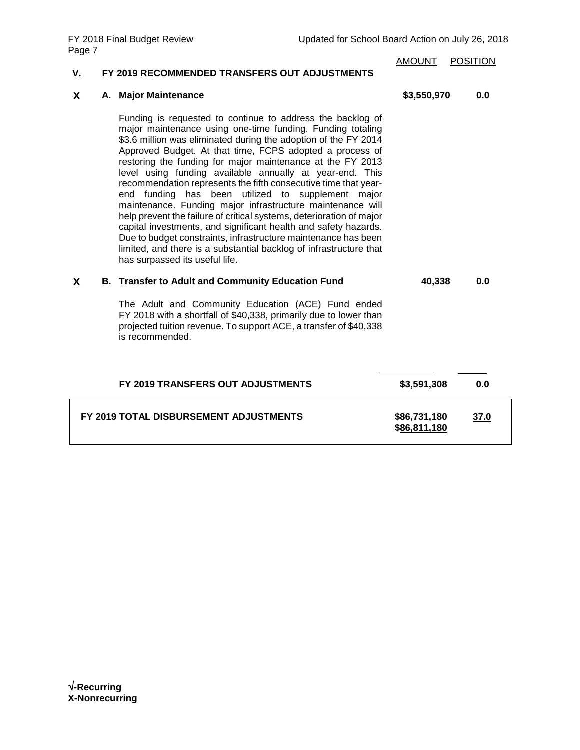| | | AMOUNT | POSITION |
|---|---|---|---|
| **V.** | **FY 2019 RECOMMENDED TRANSFERS OUT ADJUSTMENTS** | | |
| **X** | **A. Major Maintenance** | **$3,550,970** | **0.0** |
| | Funding is requested to continue to address the backlog of major maintenance using one-time funding. Funding totaling $3.6 million was eliminated during the adoption of the FY 2014 Approved Budget. At that time, FCPS adopted a process of restoring the funding for major maintenance at the FY 2013 level using funding available annually at year-end. This recommendation represents the fifth consecutive time that year-end funding has been utilized to supplement major maintenance. Funding major infrastructure maintenance will help prevent the failure of critical systems, deterioration of major capital investments, and significant health and safety hazards. Due to budget constraints, infrastructure maintenance has been limited, and there is a substantial backlog of infrastructure that has surpassed its useful life. | | |
| **X** | **B. Transfer to Adult and Community Education Fund** | **40,338** | **0.0** |
| | The Adult and Community Education (ACE) Fund ended FY 2018 with a shortfall of $40,338, primarily due to lower than projected tuition revenue. To support ACE, a transfer of $40,338 is recommended. | | |
| | **FY 2019 TRANSFERS OUT ADJUSTMENTS** | **$3,591,308** | **0.0** |
| | **FY 2019 TOTAL DISBURSEMENT ADJUSTMENTS** | **~~$86,731,180~~ $86,811,180** | **37.0** |

**√-Recurring**
**X-Nonrecurring**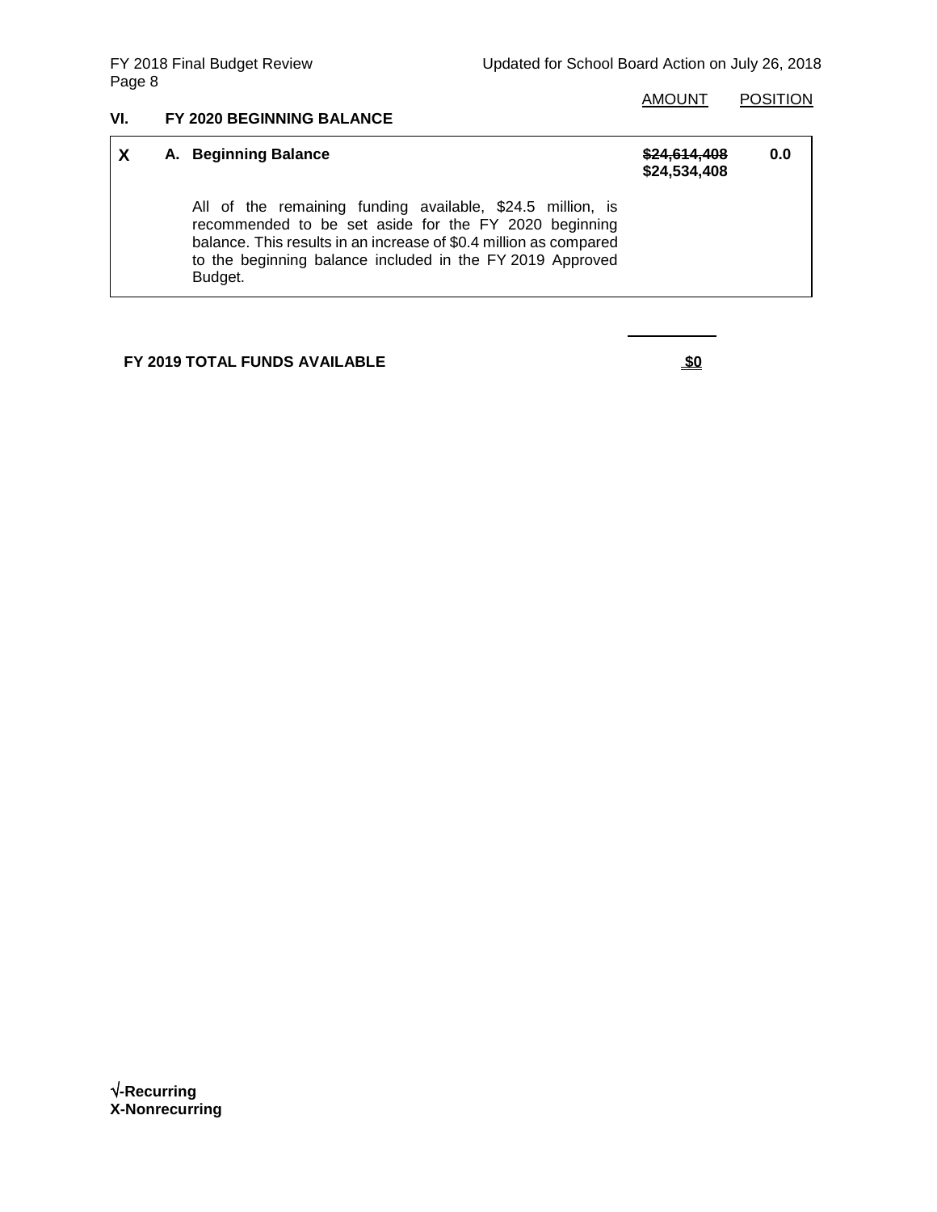| | | AMOUNT | POSITION |
|---|---|---|---|

## VI. FY 2020 BEGINNING BALANCE

| | | | |
|---|---|---|---|
| **X** | **A. Beginning Balance**<br><br>All of the remaining funding available, $24.5 million, is recommended to be set aside for the FY 2020 beginning balance. This results in an increase of $0.4 million as compared to the beginning balance included in the FY 2019 Approved Budget. | **~~$24,614,408~~**<br>**$24,534,408** | **0.0** |

**FY 2019 TOTAL FUNDS AVAILABLE** **$0**

**√-Recurring**
**X-Nonrecurring**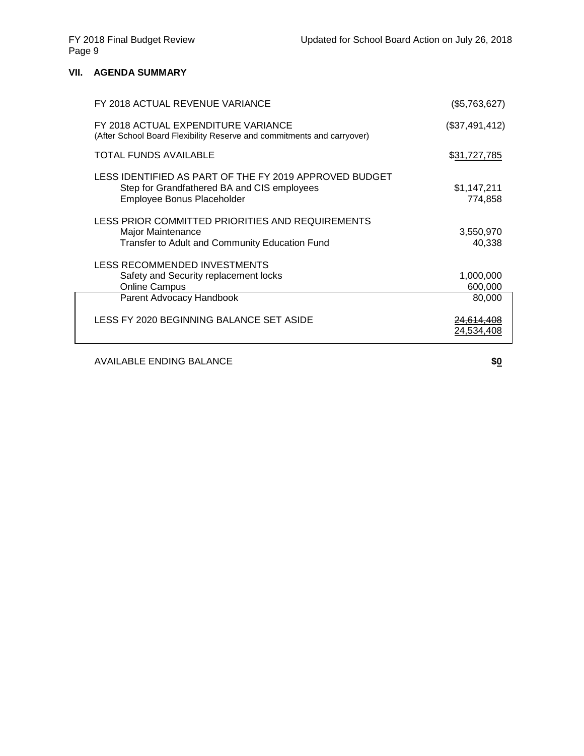## VII. AGENDA SUMMARY

| | |
|---|---|
| FY 2018 ACTUAL REVENUE VARIANCE | ($5,763,627) |
| FY 2018 ACTUAL EXPENDITURE VARIANCE<br>(After School Board Flexibility Reserve and commitments and carryover) | ($37,491,412) |
| TOTAL FUNDS AVAILABLE | $31,727,785 |
| LESS IDENTIFIED AS PART OF THE FY 2019 APPROVED BUDGET | |
| Step for Grandfathered BA and CIS employees | $1,147,211 |
| Employee Bonus Placeholder | 774,858 |
| LESS PRIOR COMMITTED PRIORITIES AND REQUIREMENTS | |
| Major Maintenance | 3,550,970 |
| Transfer to Adult and Community Education Fund | 40,338 |
| LESS RECOMMENDED INVESTMENTS | |
| Safety and Security replacement locks | 1,000,000 |
| Online Campus | 600,000 |
| Parent Advocacy Handbook | 80,000 |
| LESS FY 2020 BEGINNING BALANCE SET ASIDE | ~~24,614,408~~<br>24,534,408 |
| AVAILABLE ENDING BALANCE | **$0** |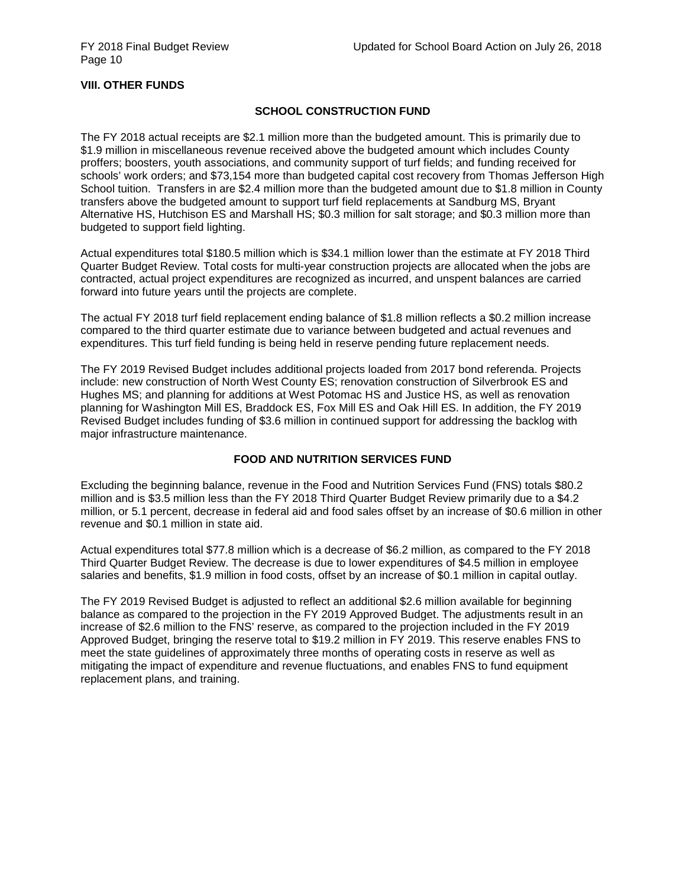## VIII. OTHER FUNDS

### SCHOOL CONSTRUCTION FUND

The FY 2018 actual receipts are $2.1 million more than the budgeted amount. This is primarily due to $1.9 million in miscellaneous revenue received above the budgeted amount which includes County proffers; boosters, youth associations, and community support of turf fields; and funding received for schools' work orders; and $73,154 more than budgeted capital cost recovery from Thomas Jefferson High School tuition. Transfers in are $2.4 million more than the budgeted amount due to $1.8 million in County transfers above the budgeted amount to support turf field replacements at Sandburg MS, Bryant Alternative HS, Hutchison ES and Marshall HS; $0.3 million for salt storage; and $0.3 million more than budgeted to support field lighting.

Actual expenditures total $180.5 million which is $34.1 million lower than the estimate at FY 2018 Third Quarter Budget Review. Total costs for multi-year construction projects are allocated when the jobs are contracted, actual project expenditures are recognized as incurred, and unspent balances are carried forward into future years until the projects are complete.

The actual FY 2018 turf field replacement ending balance of $1.8 million reflects a $0.2 million increase compared to the third quarter estimate due to variance between budgeted and actual revenues and expenditures. This turf field funding is being held in reserve pending future replacement needs.

The FY 2019 Revised Budget includes additional projects loaded from 2017 bond referenda. Projects include: new construction of North West County ES; renovation construction of Silverbrook ES and Hughes MS; and planning for additions at West Potomac HS and Justice HS, as well as renovation planning for Washington Mill ES, Braddock ES, Fox Mill ES and Oak Hill ES. In addition, the FY 2019 Revised Budget includes funding of $3.6 million in continued support for addressing the backlog with major infrastructure maintenance.

### FOOD AND NUTRITION SERVICES FUND

Excluding the beginning balance, revenue in the Food and Nutrition Services Fund (FNS) totals $80.2 million and is $3.5 million less than the FY 2018 Third Quarter Budget Review primarily due to a $4.2 million, or 5.1 percent, decrease in federal aid and food sales offset by an increase of $0.6 million in other revenue and $0.1 million in state aid.

Actual expenditures total $77.8 million which is a decrease of $6.2 million, as compared to the FY 2018 Third Quarter Budget Review. The decrease is due to lower expenditures of $4.5 million in employee salaries and benefits, $1.9 million in food costs, offset by an increase of $0.1 million in capital outlay.

The FY 2019 Revised Budget is adjusted to reflect an additional $2.6 million available for beginning balance as compared to the projection in the FY 2019 Approved Budget. The adjustments result in an increase of $2.6 million to the FNS' reserve, as compared to the projection included in the FY 2019 Approved Budget, bringing the reserve total to $19.2 million in FY 2019. This reserve enables FNS to meet the state guidelines of approximately three months of operating costs in reserve as well as mitigating the impact of expenditure and revenue fluctuations, and enables FNS to fund equipment replacement plans, and training.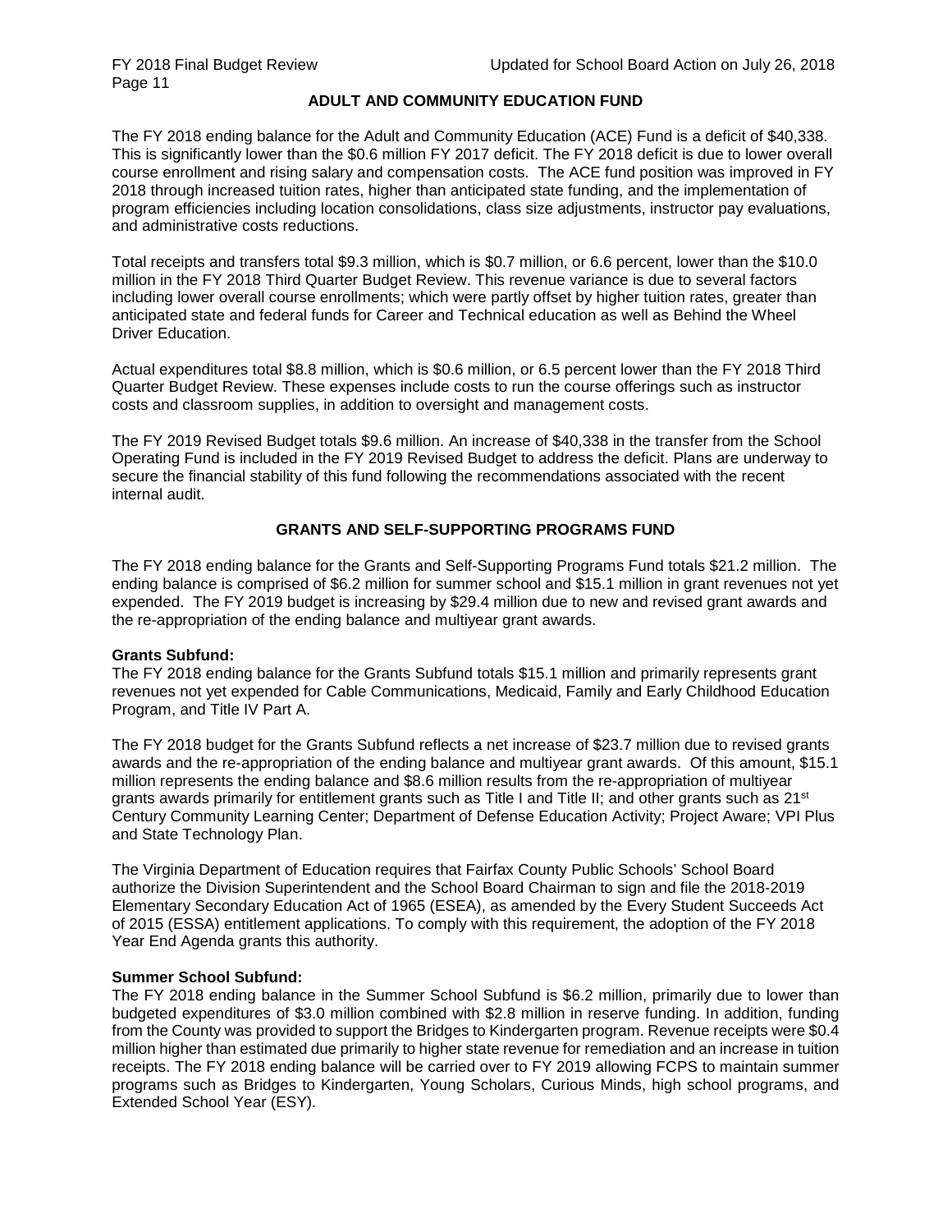## ADULT AND COMMUNITY EDUCATION FUND

The FY 2018 ending balance for the Adult and Community Education (ACE) Fund is a deficit of $40,338. This is significantly lower than the $0.6 million FY 2017 deficit. The FY 2018 deficit is due to lower overall course enrollment and rising salary and compensation costs. The ACE fund position was improved in FY 2018 through increased tuition rates, higher than anticipated state funding, and the implementation of program efficiencies including location consolidations, class size adjustments, instructor pay evaluations, and administrative costs reductions.

Total receipts and transfers total $9.3 million, which is $0.7 million, or 6.6 percent, lower than the $10.0 million in the FY 2018 Third Quarter Budget Review. This revenue variance is due to several factors including lower overall course enrollments; which were partly offset by higher tuition rates, greater than anticipated state and federal funds for Career and Technical education as well as Behind the Wheel Driver Education.

Actual expenditures total $8.8 million, which is $0.6 million, or 6.5 percent lower than the FY 2018 Third Quarter Budget Review. These expenses include costs to run the course offerings such as instructor costs and classroom supplies, in addition to oversight and management costs.

The FY 2019 Revised Budget totals $9.6 million. An increase of $40,338 in the transfer from the School Operating Fund is included in the FY 2019 Revised Budget to address the deficit. Plans are underway to secure the financial stability of this fund following the recommendations associated with the recent internal audit.

## GRANTS AND SELF-SUPPORTING PROGRAMS FUND

The FY 2018 ending balance for the Grants and Self-Supporting Programs Fund totals $21.2 million. The ending balance is comprised of $6.2 million for summer school and $15.1 million in grant revenues not yet expended. The FY 2019 budget is increasing by $29.4 million due to new and revised grant awards and the re-appropriation of the ending balance and multiyear grant awards.

**Grants Subfund:**
The FY 2018 ending balance for the Grants Subfund totals $15.1 million and primarily represents grant revenues not yet expended for Cable Communications, Medicaid, Family and Early Childhood Education Program, and Title IV Part A.

The FY 2018 budget for the Grants Subfund reflects a net increase of $23.7 million due to revised grants awards and the re-appropriation of the ending balance and multiyear grant awards. Of this amount, $15.1 million represents the ending balance and $8.6 million results from the re-appropriation of multiyear grants awards primarily for entitlement grants such as Title I and Title II; and other grants such as 21st Century Community Learning Center; Department of Defense Education Activity; Project Aware; VPI Plus and State Technology Plan.

The Virginia Department of Education requires that Fairfax County Public Schools' School Board authorize the Division Superintendent and the School Board Chairman to sign and file the 2018-2019 Elementary Secondary Education Act of 1965 (ESEA), as amended by the Every Student Succeeds Act of 2015 (ESSA) entitlement applications. To comply with this requirement, the adoption of the FY 2018 Year End Agenda grants this authority.

**Summer School Subfund:**
The FY 2018 ending balance in the Summer School Subfund is $6.2 million, primarily due to lower than budgeted expenditures of $3.0 million combined with $2.8 million in reserve funding. In addition, funding from the County was provided to support the Bridges to Kindergarten program. Revenue receipts were $0.4 million higher than estimated due primarily to higher state revenue for remediation and an increase in tuition receipts. The FY 2018 ending balance will be carried over to FY 2019 allowing FCPS to maintain summer programs such as Bridges to Kindergarten, Young Scholars, Curious Minds, high school programs, and Extended School Year (ESY).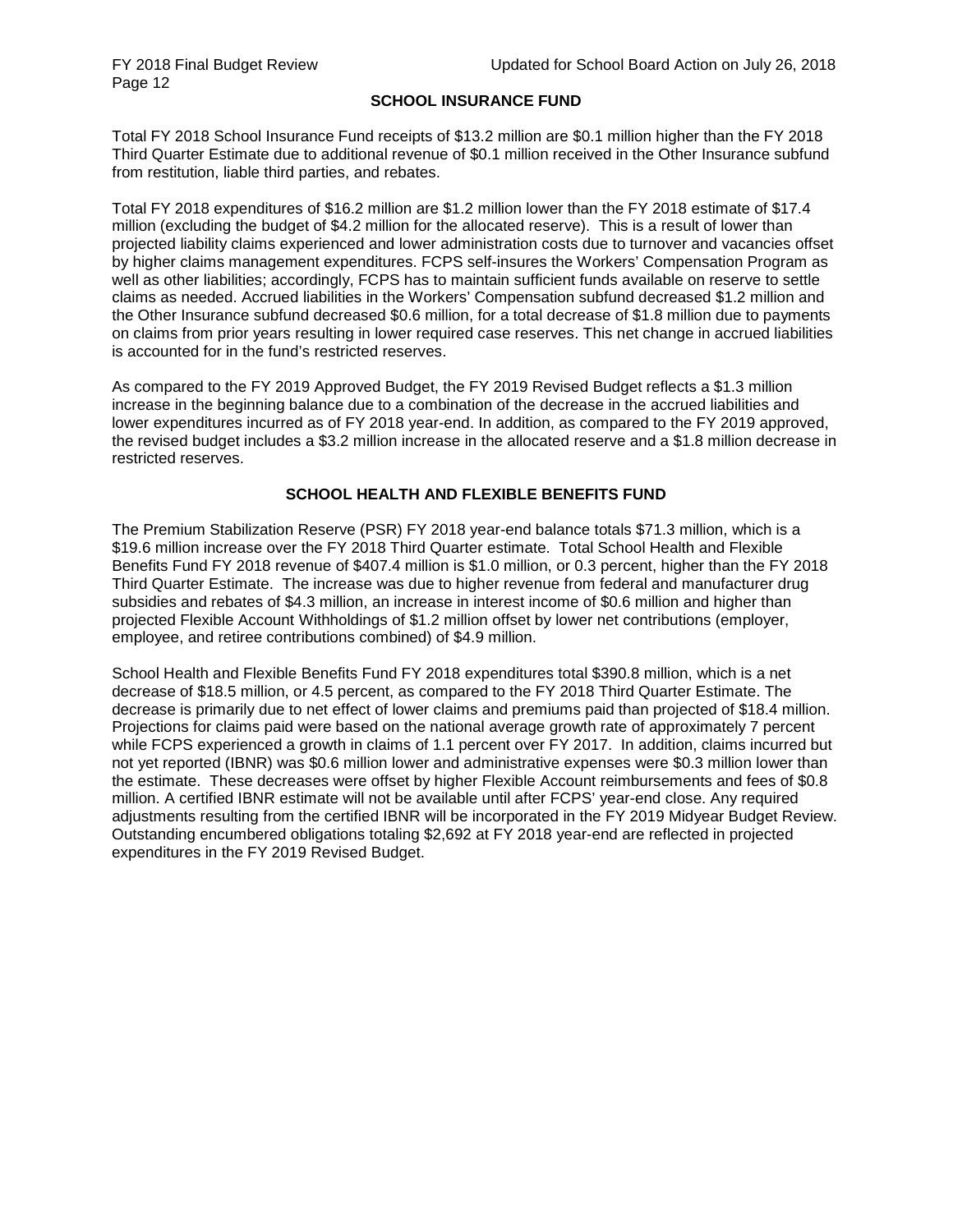## SCHOOL INSURANCE FUND

Total FY 2018 School Insurance Fund receipts of $13.2 million are $0.1 million higher than the FY 2018 Third Quarter Estimate due to additional revenue of $0.1 million received in the Other Insurance subfund from restitution, liable third parties, and rebates.

Total FY 2018 expenditures of $16.2 million are $1.2 million lower than the FY 2018 estimate of $17.4 million (excluding the budget of $4.2 million for the allocated reserve). This is a result of lower than projected liability claims experienced and lower administration costs due to turnover and vacancies offset by higher claims management expenditures. FCPS self-insures the Workers' Compensation Program as well as other liabilities; accordingly, FCPS has to maintain sufficient funds available on reserve to settle claims as needed. Accrued liabilities in the Workers' Compensation subfund decreased $1.2 million and the Other Insurance subfund decreased $0.6 million, for a total decrease of $1.8 million due to payments on claims from prior years resulting in lower required case reserves. This net change in accrued liabilities is accounted for in the fund's restricted reserves.

As compared to the FY 2019 Approved Budget, the FY 2019 Revised Budget reflects a $1.3 million increase in the beginning balance due to a combination of the decrease in the accrued liabilities and lower expenditures incurred as of FY 2018 year-end. In addition, as compared to the FY 2019 approved, the revised budget includes a $3.2 million increase in the allocated reserve and a $1.8 million decrease in restricted reserves.

## SCHOOL HEALTH AND FLEXIBLE BENEFITS FUND

The Premium Stabilization Reserve (PSR) FY 2018 year-end balance totals $71.3 million, which is a $19.6 million increase over the FY 2018 Third Quarter estimate. Total School Health and Flexible Benefits Fund FY 2018 revenue of $407.4 million is $1.0 million, or 0.3 percent, higher than the FY 2018 Third Quarter Estimate. The increase was due to higher revenue from federal and manufacturer drug subsidies and rebates of $4.3 million, an increase in interest income of $0.6 million and higher than projected Flexible Account Withholdings of $1.2 million offset by lower net contributions (employer, employee, and retiree contributions combined) of $4.9 million.

School Health and Flexible Benefits Fund FY 2018 expenditures total $390.8 million, which is a net decrease of $18.5 million, or 4.5 percent, as compared to the FY 2018 Third Quarter Estimate. The decrease is primarily due to net effect of lower claims and premiums paid than projected of $18.4 million. Projections for claims paid were based on the national average growth rate of approximately 7 percent while FCPS experienced a growth in claims of 1.1 percent over FY 2017. In addition, claims incurred but not yet reported (IBNR) was $0.6 million lower and administrative expenses were $0.3 million lower than the estimate. These decreases were offset by higher Flexible Account reimbursements and fees of $0.8 million. A certified IBNR estimate will not be available until after FCPS' year-end close. Any required adjustments resulting from the certified IBNR will be incorporated in the FY 2019 Midyear Budget Review. Outstanding encumbered obligations totaling $2,692 at FY 2018 year-end are reflected in projected expenditures in the FY 2019 Revised Budget.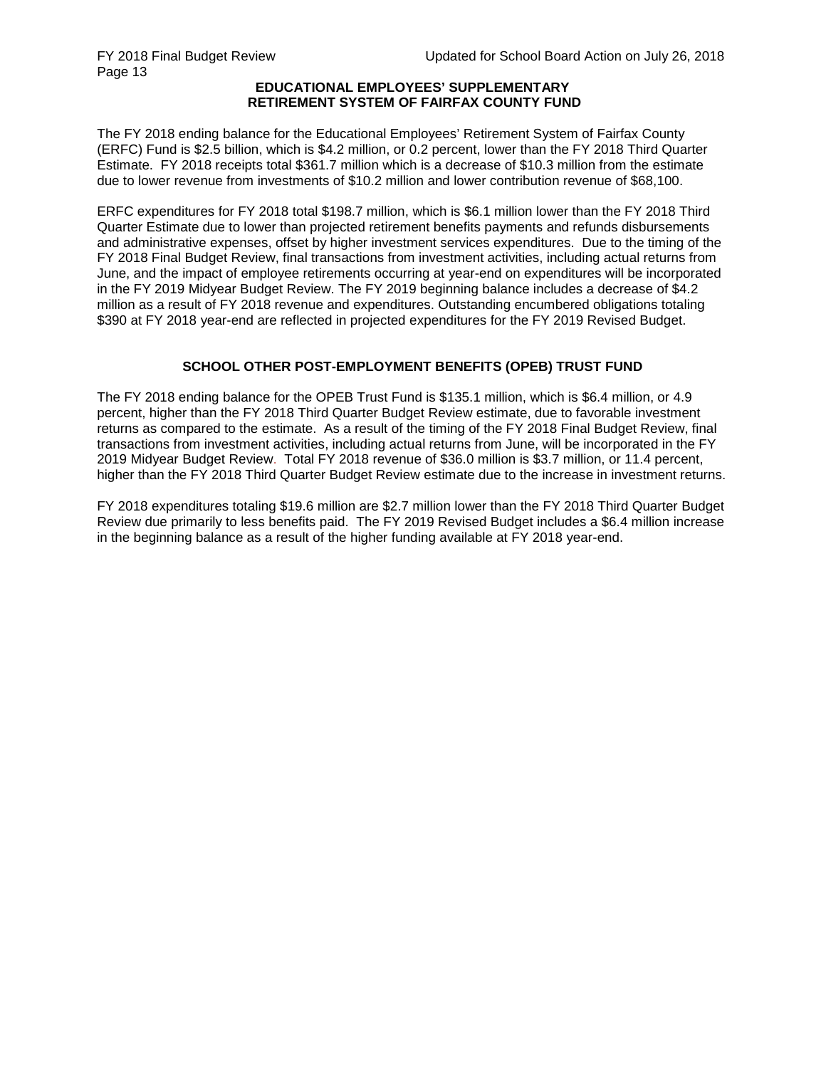## EDUCATIONAL EMPLOYEES' SUPPLEMENTARY RETIREMENT SYSTEM OF FAIRFAX COUNTY FUND

The FY 2018 ending balance for the Educational Employees' Retirement System of Fairfax County (ERFC) Fund is $2.5 billion, which is $4.2 million, or 0.2 percent, lower than the FY 2018 Third Quarter Estimate. FY 2018 receipts total $361.7 million which is a decrease of $10.3 million from the estimate due to lower revenue from investments of $10.2 million and lower contribution revenue of $68,100.

ERFC expenditures for FY 2018 total $198.7 million, which is $6.1 million lower than the FY 2018 Third Quarter Estimate due to lower than projected retirement benefits payments and refunds disbursements and administrative expenses, offset by higher investment services expenditures. Due to the timing of the FY 2018 Final Budget Review, final transactions from investment activities, including actual returns from June, and the impact of employee retirements occurring at year-end on expenditures will be incorporated in the FY 2019 Midyear Budget Review. The FY 2019 beginning balance includes a decrease of $4.2 million as a result of FY 2018 revenue and expenditures. Outstanding encumbered obligations totaling $390 at FY 2018 year-end are reflected in projected expenditures for the FY 2019 Revised Budget.

## SCHOOL OTHER POST-EMPLOYMENT BENEFITS (OPEB) TRUST FUND

The FY 2018 ending balance for the OPEB Trust Fund is $135.1 million, which is $6.4 million, or 4.9 percent, higher than the FY 2018 Third Quarter Budget Review estimate, due to favorable investment returns as compared to the estimate. As a result of the timing of the FY 2018 Final Budget Review, final transactions from investment activities, including actual returns from June, will be incorporated in the FY 2019 Midyear Budget Review. Total FY 2018 revenue of $36.0 million is $3.7 million, or 11.4 percent, higher than the FY 2018 Third Quarter Budget Review estimate due to the increase in investment returns.

FY 2018 expenditures totaling $19.6 million are $2.7 million lower than the FY 2018 Third Quarter Budget Review due primarily to less benefits paid. The FY 2019 Revised Budget includes a $6.4 million increase in the beginning balance as a result of the higher funding available at FY 2018 year-end.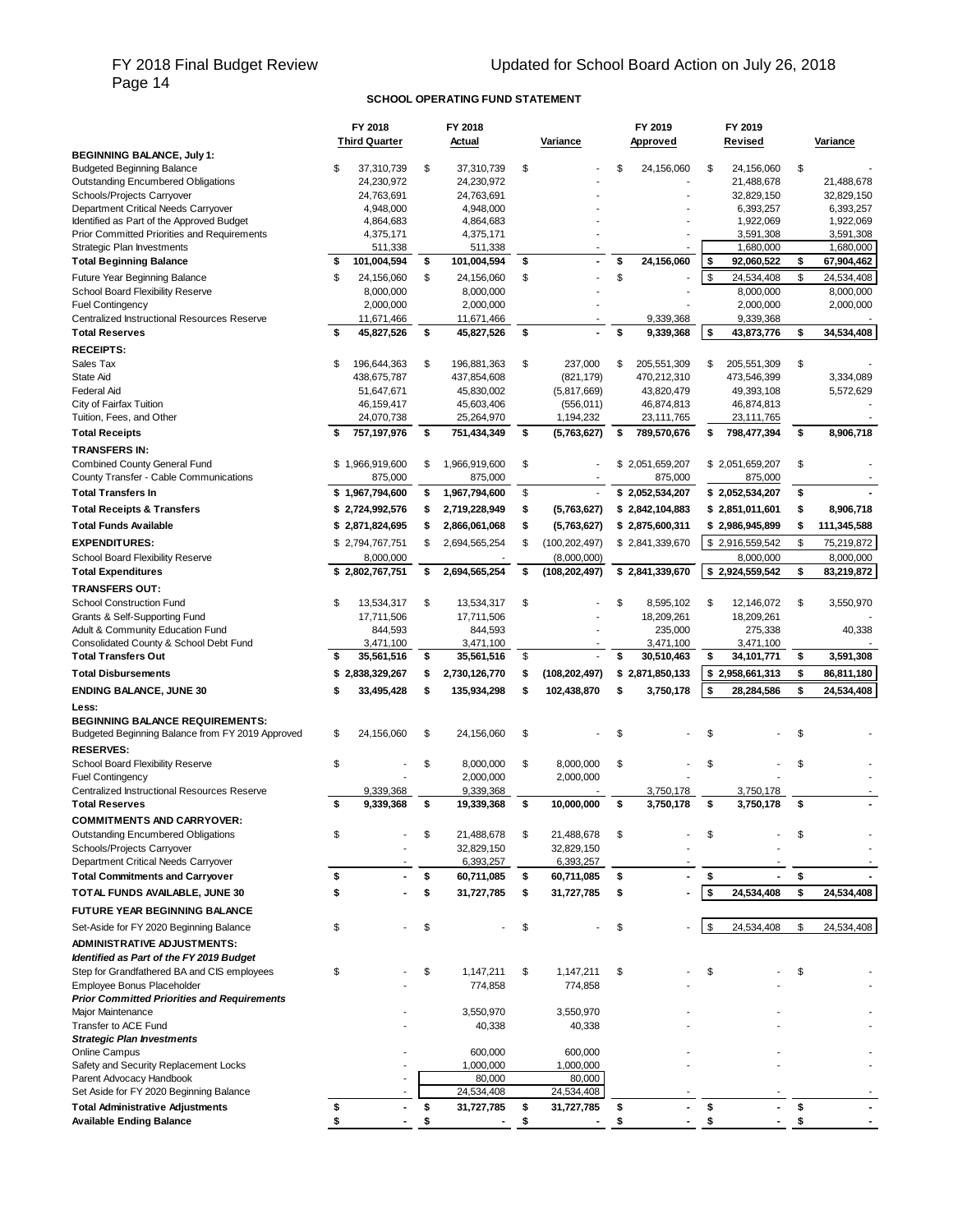## SCHOOL OPERATING FUND STATEMENT

| | FY 2018 Third Quarter | FY 2018 Actual | Variance | FY 2019 Approved | FY 2019 Revised | Variance |
|---|---|---|---|---|---|---|
| **BEGINNING BALANCE, July 1:** | | | | | | |
| Budgeted Beginning Balance | $ 37,310,739 | $ 37,310,739 | $ - | $ 24,156,060 | $ 24,156,060 | $ - |
| Outstanding Encumbered Obligations | 24,230,972 | 24,230,972 | - | - | 21,488,678 | 21,488,678 |
| Schools/Projects Carryover | 24,763,691 | 24,763,691 | - | - | 32,829,150 | 32,829,150 |
| Department Critical Needs Carryover | 4,948,000 | 4,948,000 | - | - | 6,393,257 | 6,393,257 |
| Identified as Part of the Approved Budget | 4,864,683 | 4,864,683 | - | - | 1,922,069 | 1,922,069 |
| Prior Committed Priorities and Requirements | 4,375,171 | 4,375,171 | - | - | 3,591,308 | 3,591,308 |
| Strategic Plan Investments | 511,338 | 511,338 | - | - | 1,680,000 | 1,680,000 |
| **Total Beginning Balance** | **$ 101,004,594** | **$ 101,004,594** | **$ -** | **$ 24,156,060** | **$ 92,060,522** | **$ 67,904,462** |
| Future Year Beginning Balance | $ 24,156,060 | $ 24,156,060 | $ - | $ - | $ 24,534,408 | $ 24,534,408 |
| School Board Flexibility Reserve | 8,000,000 | 8,000,000 | - | | 8,000,000 | 8,000,000 |
| Fuel Contingency | 2,000,000 | 2,000,000 | - | | 2,000,000 | 2,000,000 |
| Centralized Instructional Resources Reserve | 11,671,466 | 11,671,466 | - | 9,339,368 | 9,339,368 | - |
| **Total Reserves** | **$ 45,827,526** | **$ 45,827,526** | **$ -** | **$ 9,339,368** | **$ 43,873,776** | **$ 34,534,408** |
| **RECEIPTS:** | | | | | | |
| Sales Tax | $ 196,644,363 | $ 196,881,363 | $ 237,000 | $ 205,551,309 | $ 205,551,309 | $ - |
| State Aid | 438,675,787 | 437,854,608 | (821,179) | 470,212,310 | 473,546,399 | 3,334,089 |
| Federal Aid | 51,647,671 | 45,830,002 | (5,817,669) | 43,820,479 | 49,393,108 | 5,572,629 |
| City of Fairfax Tuition | 46,159,417 | 45,603,406 | (556,011) | 46,874,813 | 46,874,813 | - |
| Tuition, Fees, and Other | 24,070,738 | 25,264,970 | 1,194,232 | 23,111,765 | 23,111,765 | - |
| **Total Receipts** | **$ 757,197,976** | **$ 751,434,349** | **$ (5,763,627)** | **$ 789,570,676** | **$ 798,477,394** | **$ 8,906,718** |
| **TRANSFERS IN:** | | | | | | |
| Combined County General Fund | $ 1,966,919,600 | $ 1,966,919,600 | $ - | $ 2,051,659,207 | $ 2,051,659,207 | $ - |
| County Transfer - Cable Communications | 875,000 | 875,000 | - | 875,000 | 875,000 | - |
| **Total Transfers In** | **$ 1,967,794,600** | **$ 1,967,794,600** | **$ -** | **$ 2,052,534,207** | **$ 2,052,534,207** | **$ -** |
| **Total Receipts & Transfers** | **$ 2,724,992,576** | **$ 2,719,228,949** | **$ (5,763,627)** | **$ 2,842,104,883** | **$ 2,851,011,601** | **$ 8,906,718** |
| **Total Funds Available** | **$ 2,871,824,695** | **$ 2,866,061,068** | **$ (5,763,627)** | **$ 2,875,600,311** | **$ 2,986,945,899** | **$ 111,345,588** |
| **EXPENDITURES:** | $ 2,794,767,751 | $ 2,694,565,254 | $ (100,202,497) | $ 2,841,339,670 | $ 2,916,559,542 | $ 75,219,872 |
| School Board Flexibility Reserve | 8,000,000 | - | (8,000,000) | | 8,000,000 | 8,000,000 |
| **Total Expenditures** | **$ 2,802,767,751** | **$ 2,694,565,254** | **$ (108,202,497)** | **$ 2,841,339,670** | **$ 2,924,559,542** | **$ 83,219,872** |
| **TRANSFERS OUT:** | | | | | | |
| School Construction Fund | $ 13,534,317 | $ 13,534,317 | $ - | $ 8,595,102 | $ 12,146,072 | $ 3,550,970 |
| Grants & Self-Supporting Fund | 17,711,506 | 17,711,506 | - | 18,209,261 | 18,209,261 | - |
| Adult & Community Education Fund | 844,593 | 844,593 | - | 235,000 | 275,338 | 40,338 |
| Consolidated County & School Debt Fund | 3,471,100 | 3,471,100 | - | 3,471,100 | 3,471,100 | - |
| **Total Transfers Out** | **$ 35,561,516** | **$ 35,561,516** | **$ -** | **$ 30,510,463** | **$ 34,101,771** | **$ 3,591,308** |
| **Total Disbursements** | **$ 2,838,329,267** | **$ 2,730,126,770** | **$ (108,202,497)** | **$ 2,871,850,133** | **$ 2,958,661,313** | **$ 86,811,180** |
| **ENDING BALANCE, JUNE 30** | **$ 33,495,428** | **$ 135,934,298** | **$ 102,438,870** | **$ 3,750,178** | **$ 28,284,586** | **$ 24,534,408** |
| **Less:** | | | | | | |
| **BEGINNING BALANCE REQUIREMENTS:** | | | | | | |
| Budgeted Beginning Balance from FY 2019 Approved | $ 24,156,060 | $ 24,156,060 | $ - | $ - | $ - | $ - |
| **RESERVES:** | | | | | | |
| School Board Flexibility Reserve | $ - | $ 8,000,000 | $ 8,000,000 | $ - | $ - | $ - |
| Fuel Contingency | - | 2,000,000 | 2,000,000 | - | - | - |
| Centralized Instructional Resources Reserve | 9,339,368 | 9,339,368 | - | 3,750,178 | 3,750,178 | - |
| **Total Reserves** | **$ 9,339,368** | **$ 19,339,368** | **$ 10,000,000** | **$ 3,750,178** | **$ 3,750,178** | **$ -** |
| **COMMITMENTS AND CARRYOVER:** | | | | | | |
| Outstanding Encumbered Obligations | $ - | $ 21,488,678 | $ 21,488,678 | $ - | $ - | $ - |
| Schools/Projects Carryover | - | 32,829,150 | 32,829,150 | - | - | - |
| Department Critical Needs Carryover | - | 6,393,257 | 6,393,257 | - | - | - |
| **Total Commitments and Carryover** | **$ -** | **$ 60,711,085** | **$ 60,711,085** | **$ -** | **$ -** | **$ -** |
| **TOTAL FUNDS AVAILABLE, JUNE 30** | **$ -** | **$ 31,727,785** | **$ 31,727,785** | **$ -** | **$ 24,534,408** | **$ 24,534,408** |
| **FUTURE YEAR BEGINNING BALANCE** | | | | | | |
| Set-Aside for FY 2020 Beginning Balance | $ - | $ - | $ - | $ - | $ 24,534,408 | $ 24,534,408 |
| **ADMINISTRATIVE ADJUSTMENTS:** | | | | | | |
| ***Identified as Part of the FY 2019 Budget*** | | | | | | |
| Step for Grandfathered BA and CIS employees | $ - | $ 1,147,211 | $ 1,147,211 | $ - | $ - | $ - |
| Employee Bonus Placeholder | - | 774,858 | 774,858 | - | - | - |
| ***Prior Committed Priorities and Requirements*** | | | | | | |
| Major Maintenance | - | 3,550,970 | 3,550,970 | - | - | - |
| Transfer to ACE Fund | - | 40,338 | 40,338 | - | - | - |
| ***Strategic Plan Investments*** | | | | | | |
| Online Campus | - | 600,000 | 600,000 | - | - | - |
| Safety and Security Replacement Locks | - | 1,000,000 | 1,000,000 | - | - | - |
| Parent Advocacy Handbook | - | 80,000 | 80,000 | | | |
| Set Aside for FY 2020 Beginning Balance | - | 24,534,408 | 24,534,408 | - | - | - |
| **Total Administrative Adjustments** | **$ -** | **$ 31,727,785** | **$ 31,727,785** | **$ -** | **$ -** | **$ -** |
| **Available Ending Balance** | **$ -** | **$ -** | **$ -** | **$ -** | **$ -** | **$ -** |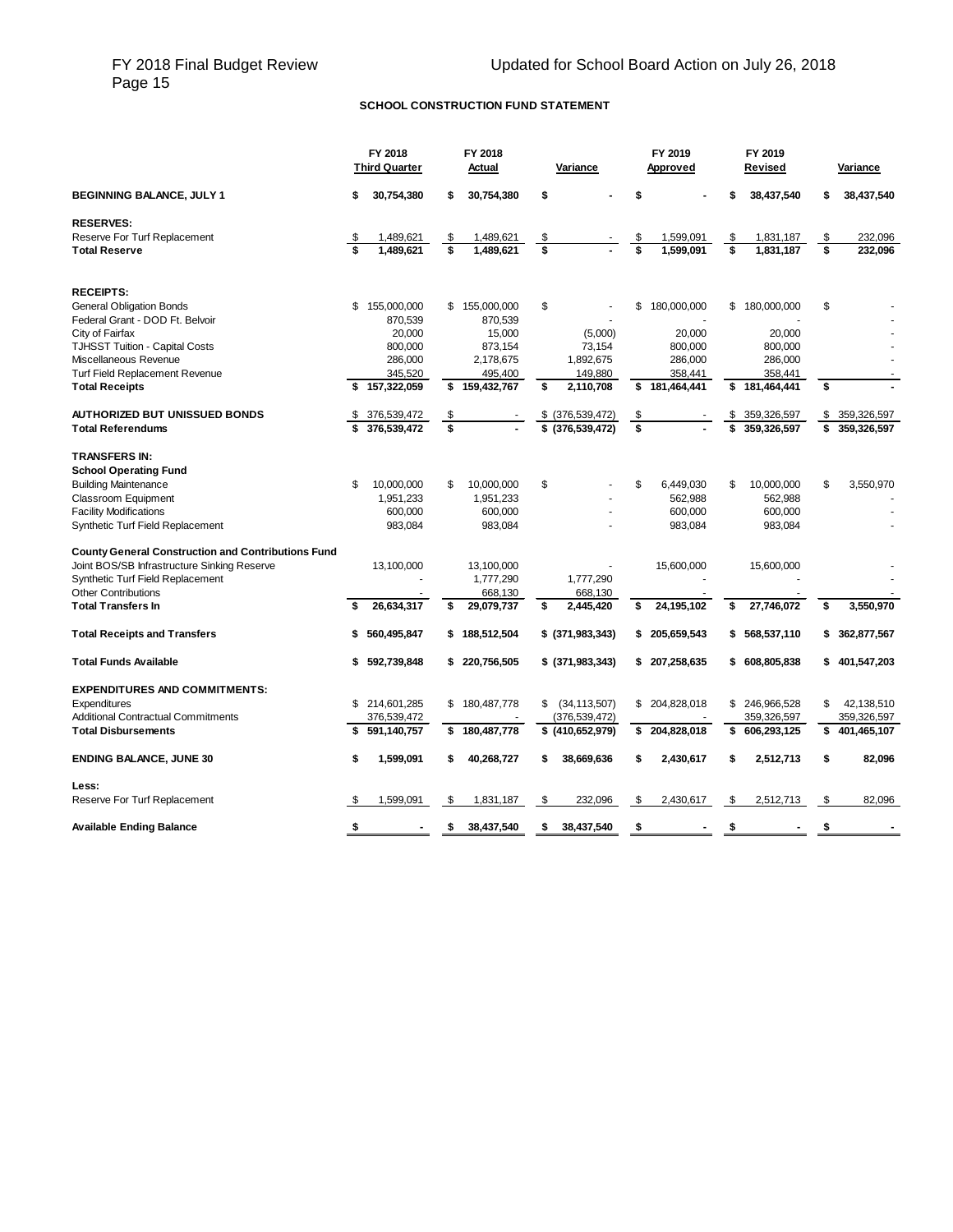FY 2018 Final Budget Review

Updated for School Board Action on July 26, 2018

## SCHOOL CONSTRUCTION FUND STATEMENT

| | FY 2018 Third Quarter | FY 2018 Actual | Variance | FY 2019 Approved | FY 2019 Revised | Variance |
|---|---|---|---|---|---|---|
| **BEGINNING BALANCE, JULY 1** | **$ 30,754,380** | **$ 30,754,380** | **$ -** | **$ -** | **$ 38,437,540** | **$ 38,437,540** |
| **RESERVES:** | | | | | | |
| Reserve For Turf Replacement | $ 1,489,621 | $ 1,489,621 | $ - | $ 1,599,091 | $ 1,831,187 | $ 232,096 |
| **Total Reserve** | **$ 1,489,621** | **$ 1,489,621** | **$ -** | **$ 1,599,091** | **$ 1,831,187** | **$ 232,096** |
| **RECEIPTS:** | | | | | | |
| General Obligation Bonds | $ 155,000,000 | $ 155,000,000 | $ - | $ 180,000,000 | $ 180,000,000 | $ - |
| Federal Grant - DOD Ft. Belvoir | 870,539 | 870,539 | - | - | - | - |
| City of Fairfax | 20,000 | 15,000 | (5,000) | 20,000 | 20,000 | - |
| TJHSST Tuition - Capital Costs | 800,000 | 873,154 | 73,154 | 800,000 | 800,000 | - |
| Miscellaneous Revenue | 286,000 | 2,178,675 | 1,892,675 | 286,000 | 286,000 | - |
| Turf Field Replacement Revenue | 345,520 | 495,400 | 149,880 | 358,441 | 358,441 | - |
| **Total Receipts** | **$ 157,322,059** | **$ 159,432,767** | **$ 2,110,708** | **$ 181,464,441** | **$ 181,464,441** | **$ -** |
| **AUTHORIZED BUT UNISSUED BONDS** | $ 376,539,472 | $ - | $ (376,539,472) | $ - | $ 359,326,597 | $ 359,326,597 |
| **Total Referendums** | **$ 376,539,472** | **$ -** | **$ (376,539,472)** | **$ -** | **$ 359,326,597** | **$ 359,326,597** |
| **TRANSFERS IN:** | | | | | | |
| **School Operating Fund** | | | | | | |
| Building Maintenance | $ 10,000,000 | $ 10,000,000 | $ - | $ 6,449,030 | $ 10,000,000 | $ 3,550,970 |
| Classroom Equipment | 1,951,233 | 1,951,233 | - | 562,988 | 562,988 | - |
| Facility Modifications | 600,000 | 600,000 | - | 600,000 | 600,000 | - |
| Synthetic Turf Field Replacement | 983,084 | 983,084 | - | 983,084 | 983,084 | - |
| **County General Construction and Contributions Fund** | | | | | | |
| Joint BOS/SB Infrastructure Sinking Reserve | 13,100,000 | 13,100,000 | - | 15,600,000 | 15,600,000 | - |
| Synthetic Turf Field Replacement | - | 1,777,290 | 1,777,290 | - | - | - |
| Other Contributions | - | 668,130 | 668,130 | - | - | - |
| **Total Transfers In** | **$ 26,634,317** | **$ 29,079,737** | **$ 2,445,420** | **$ 24,195,102** | **$ 27,746,072** | **$ 3,550,970** |
| **Total Receipts and Transfers** | **$ 560,495,847** | **$ 188,512,504** | **$ (371,983,343)** | **$ 205,659,543** | **$ 568,537,110** | **$ 362,877,567** |
| **Total Funds Available** | **$ 592,739,848** | **$ 220,756,505** | **$ (371,983,343)** | **$ 207,258,635** | **$ 608,805,838** | **$ 401,547,203** |
| **EXPENDITURES AND COMMITMENTS:** | | | | | | |
| Expenditures | $ 214,601,285 | $ 180,487,778 | $ (34,113,507) | $ 204,828,018 | $ 246,966,528 | $ 42,138,510 |
| Additional Contractual Commitments | 376,539,472 | - | (376,539,472) | - | 359,326,597 | 359,326,597 |
| **Total Disbursements** | **$ 591,140,757** | **$ 180,487,778** | **$ (410,652,979)** | **$ 204,828,018** | **$ 606,293,125** | **$ 401,465,107** |
| **ENDING BALANCE, JUNE 30** | **$ 1,599,091** | **$ 40,268,727** | **$ 38,669,636** | **$ 2,430,617** | **$ 2,512,713** | **$ 82,096** |
| **Less:** | | | | | | |
| Reserve For Turf Replacement | $ 1,599,091 | $ 1,831,187 | $ 232,096 | $ 2,430,617 | $ 2,512,713 | $ 82,096 |
| **Available Ending Balance** | **$ -** | **$ 38,437,540** | **$ 38,437,540** | **$ -** | **$ -** | **$ -** |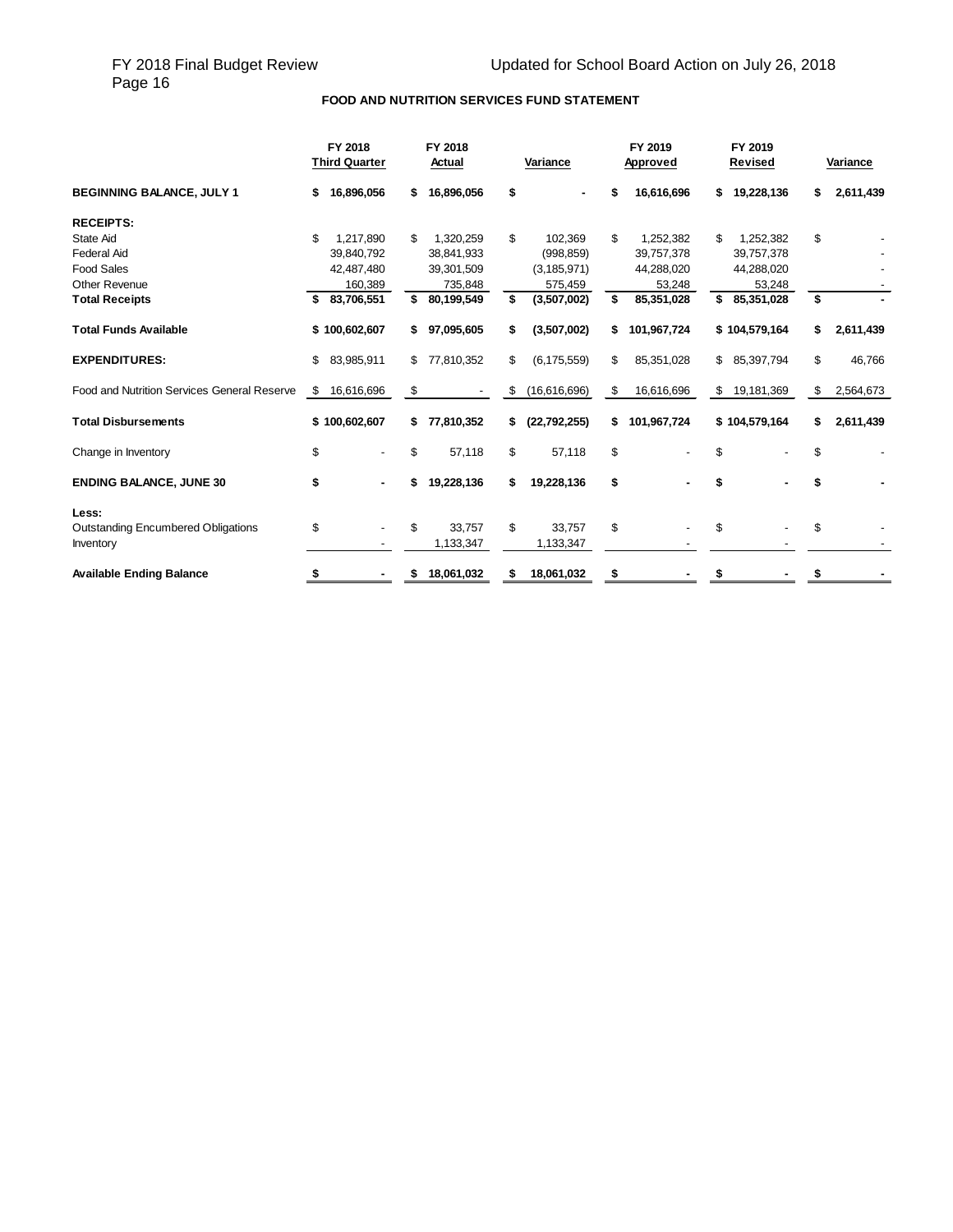**FOOD AND NUTRITION SERVICES FUND STATEMENT**

| | FY 2018 Third Quarter | FY 2018 Actual | Variance | FY 2019 Approved | FY 2019 Revised | Variance |
|---|---|---|---|---|---|---|
| **BEGINNING BALANCE, JULY 1** | **$ 16,896,056** | **$ 16,896,056** | **$ -** | **$ 16,616,696** | **$ 19,228,136** | **$ 2,611,439** |
| **RECEIPTS:** | | | | | | |
| State Aid | $ 1,217,890 | $ 1,320,259 | $ 102,369 | $ 1,252,382 | $ 1,252,382 | $ - |
| Federal Aid | 39,840,792 | 38,841,933 | (998,859) | 39,757,378 | 39,757,378 | - |
| Food Sales | 42,487,480 | 39,301,509 | (3,185,971) | 44,288,020 | 44,288,020 | - |
| Other Revenue | 160,389 | 735,848 | 575,459 | 53,248 | 53,248 | - |
| **Total Receipts** | **$ 83,706,551** | **$ 80,199,549** | **$ (3,507,002)** | **$ 85,351,028** | **$ 85,351,028** | **$ -** |
| **Total Funds Available** | **$ 100,602,607** | **$ 97,095,605** | **$ (3,507,002)** | **$ 101,967,724** | **$ 104,579,164** | **$ 2,611,439** |
| **EXPENDITURES:** | $ 83,985,911 | $ 77,810,352 | $ (6,175,559) | $ 85,351,028 | $ 85,397,794 | $ 46,766 |
| Food and Nutrition Services General Reserve | $ 16,616,696 | $ - | $ (16,616,696) | $ 16,616,696 | $ 19,181,369 | $ 2,564,673 |
| **Total Disbursements** | **$ 100,602,607** | **$ 77,810,352** | **$ (22,792,255)** | **$ 101,967,724** | **$ 104,579,164** | **$ 2,611,439** |
| Change in Inventory | $ - | $ 57,118 | $ 57,118 | $ - | $ - | $ - |
| **ENDING BALANCE, JUNE 30** | **$ -** | **$ 19,228,136** | **$ 19,228,136** | **$ -** | **$ -** | **$ -** |
| **Less:** | | | | | | |
| Outstanding Encumbered Obligations | $ - | $ 33,757 | $ 33,757 | $ - | $ - | $ - |
| Inventory | - | 1,133,347 | 1,133,347 | - | - | - |
| **Available Ending Balance** | **$ -** | **$ 18,061,032** | **$ 18,061,032** | **$ -** | **$ -** | **$ -** |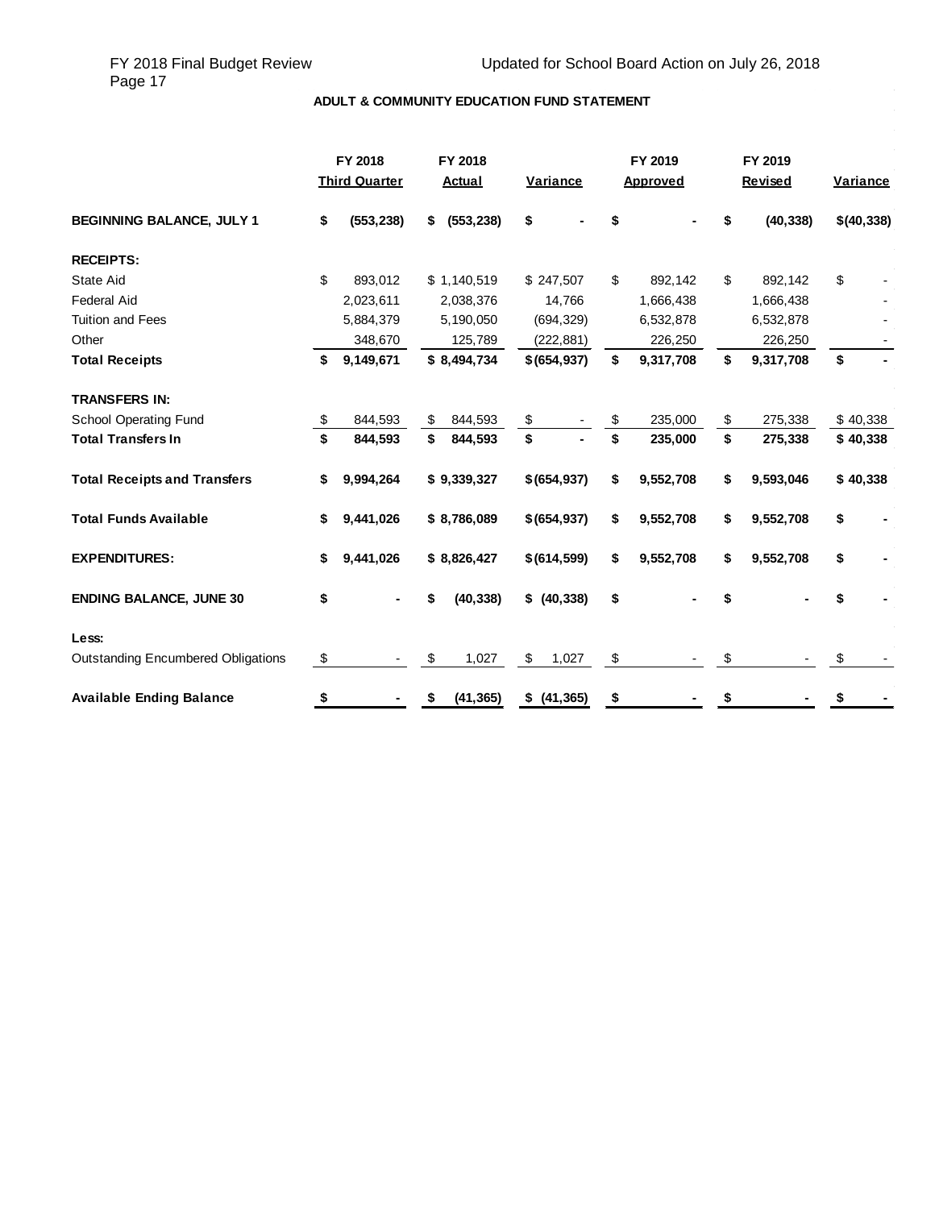## ADULT & COMMUNITY EDUCATION FUND STATEMENT

| | FY 2018 Third Quarter | FY 2018 Actual | Variance | FY 2019 Approved | FY 2019 Revised | Variance |
|---|---|---|---|---|---|---|
| **BEGINNING BALANCE, JULY 1** | **$ (553,238)** | **$ (553,238)** | **$ -** | **$ -** | **$ (40,338)** | **$(40,338)** |
| **RECEIPTS:** | | | | | | |
| State Aid | $ 893,012 | $ 1,140,519 | $ 247,507 | $ 892,142 | $ 892,142 | $ - |
| Federal Aid | 2,023,611 | 2,038,376 | 14,766 | 1,666,438 | 1,666,438 | - |
| Tuition and Fees | 5,884,379 | 5,190,050 | (694,329) | 6,532,878 | 6,532,878 | - |
| Other | 348,670 | 125,789 | (222,881) | 226,250 | 226,250 | - |
| **Total Receipts** | **$ 9,149,671** | **$ 8,494,734** | **$ (654,937)** | **$ 9,317,708** | **$ 9,317,708** | **$ -** |
| **TRANSFERS IN:** | | | | | | |
| School Operating Fund | $ 844,593 | $ 844,593 | $ - | $ 235,000 | $ 275,338 | $ 40,338 |
| **Total Transfers In** | **$ 844,593** | **$ 844,593** | **$ -** | **$ 235,000** | **$ 275,338** | **$ 40,338** |
| **Total Receipts and Transfers** | **$ 9,994,264** | **$ 9,339,327** | **$ (654,937)** | **$ 9,552,708** | **$ 9,593,046** | **$ 40,338** |
| **Total Funds Available** | **$ 9,441,026** | **$ 8,786,089** | **$ (654,937)** | **$ 9,552,708** | **$ 9,552,708** | **$ -** |
| **EXPENDITURES:** | **$ 9,441,026** | **$ 8,826,427** | **$ (614,599)** | **$ 9,552,708** | **$ 9,552,708** | **$ -** |
| **ENDING BALANCE, JUNE 30** | **$ -** | **$ (40,338)** | **$ (40,338)** | **$ -** | **$ -** | **$ -** |
| **Less:** | | | | | | |
| Outstanding Encumbered Obligations | $ - | $ 1,027 | $ 1,027 | $ - | $ - | $ - |
| **Available Ending Balance** | **$ -** | **$ (41,365)** | **$ (41,365)** | **$ -** | **$ -** | **$ -** |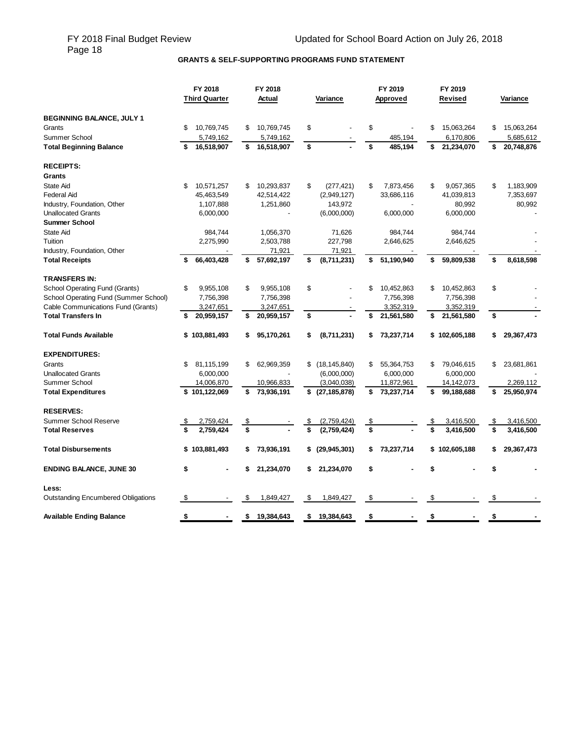FY 2018 Final Budget Review — Updated for School Board Action on July 26, 2018

## GRANTS & SELF-SUPPORTING PROGRAMS FUND STATEMENT

| | FY 2018 Third Quarter | FY 2018 Actual | Variance | FY 2019 Approved | FY 2019 Revised | Variance |
|---|---|---|---|---|---|---|
| **BEGINNING BALANCE, JULY 1** | | | | | | |
| Grants | $ 10,769,745 | $ 10,769,745 | $ - | $ - | $ 15,063,264 | $ 15,063,264 |
| Summer School | 5,749,162 | 5,749,162 | - | 485,194 | 6,170,806 | 5,685,612 |
| **Total Beginning Balance** | **$ 16,518,907** | **$ 16,518,907** | **$ -** | **$ 485,194** | **$ 21,234,070** | **$ 20,748,876** |
| **RECEIPTS:** | | | | | | |
| **Grants** | | | | | | |
| State Aid | $ 10,571,257 | $ 10,293,837 | $ (277,421) | $ 7,873,456 | $ 9,057,365 | $ 1,183,909 |
| Federal Aid | 45,463,549 | 42,514,422 | (2,949,127) | 33,686,116 | 41,039,813 | 7,353,697 |
| Industry, Foundation, Other | 1,107,888 | 1,251,860 | 143,972 | - | 80,992 | 80,992 |
| Unallocated Grants | 6,000,000 | - | (6,000,000) | 6,000,000 | 6,000,000 | - |
| **Summer School** | | | | | | |
| State Aid | 984,744 | 1,056,370 | 71,626 | 984,744 | 984,744 | - |
| Tuition | 2,275,990 | 2,503,788 | 227,798 | 2,646,625 | 2,646,625 | - |
| Industry, Foundation, Other | - | 71,921 | 71,921 | - | - | - |
| **Total Receipts** | **$ 66,403,428** | **$ 57,692,197** | **$ (8,711,231)** | **$ 51,190,940** | **$ 59,809,538** | **$ 8,618,598** |
| **TRANSFERS IN:** | | | | | | |
| School Operating Fund (Grants) | $ 9,955,108 | $ 9,955,108 | $ - | $ 10,452,863 | $ 10,452,863 | $ - |
| School Operating Fund (Summer School) | 7,756,398 | 7,756,398 | - | 7,756,398 | 7,756,398 | - |
| Cable Communications Fund (Grants) | 3,247,651 | 3,247,651 | - | 3,352,319 | 3,352,319 | - |
| **Total Transfers In** | **$ 20,959,157** | **$ 20,959,157** | **$ -** | **$ 21,561,580** | **$ 21,561,580** | **$ -** |
| **Total Funds Available** | **$ 103,881,493** | **$ 95,170,261** | **$ (8,711,231)** | **$ 73,237,714** | **$ 102,605,188** | **$ 29,367,473** |
| **EXPENDITURES:** | | | | | | |
| Grants | $ 81,115,199 | $ 62,969,359 | $ (18,145,840) | $ 55,364,753 | $ 79,046,615 | $ 23,681,861 |
| Unallocated Grants | 6,000,000 | - | (6,000,000) | 6,000,000 | 6,000,000 | - |
| Summer School | 14,006,870 | 10,966,833 | (3,040,038) | 11,872,961 | 14,142,073 | 2,269,112 |
| **Total Expenditures** | **$ 101,122,069** | **$ 73,936,191** | **$ (27,185,878)** | **$ 73,237,714** | **$ 99,188,688** | **$ 25,950,974** |
| **RESERVES:** | | | | | | |
| Summer School Reserve | $ 2,759,424 | $ - | $ (2,759,424) | $ - | $ 3,416,500 | $ 3,416,500 |
| **Total Reserves** | **$ 2,759,424** | **$ -** | **$ (2,759,424)** | **$ -** | **$ 3,416,500** | **$ 3,416,500** |
| **Total Disbursements** | **$ 103,881,493** | **$ 73,936,191** | **$ (29,945,301)** | **$ 73,237,714** | **$ 102,605,188** | **$ 29,367,473** |
| **ENDING BALANCE, JUNE 30** | **$ -** | **$ 21,234,070** | **$ 21,234,070** | **$ -** | **$ -** | **$ -** |
| **Less:** | | | | | | |
| Outstanding Encumbered Obligations | $ - | $ 1,849,427 | $ 1,849,427 | $ - | $ - | $ - |
| **Available Ending Balance** | **$ -** | **$ 19,384,643** | **$ 19,384,643** | **$ -** | **$ -** | **$ -** |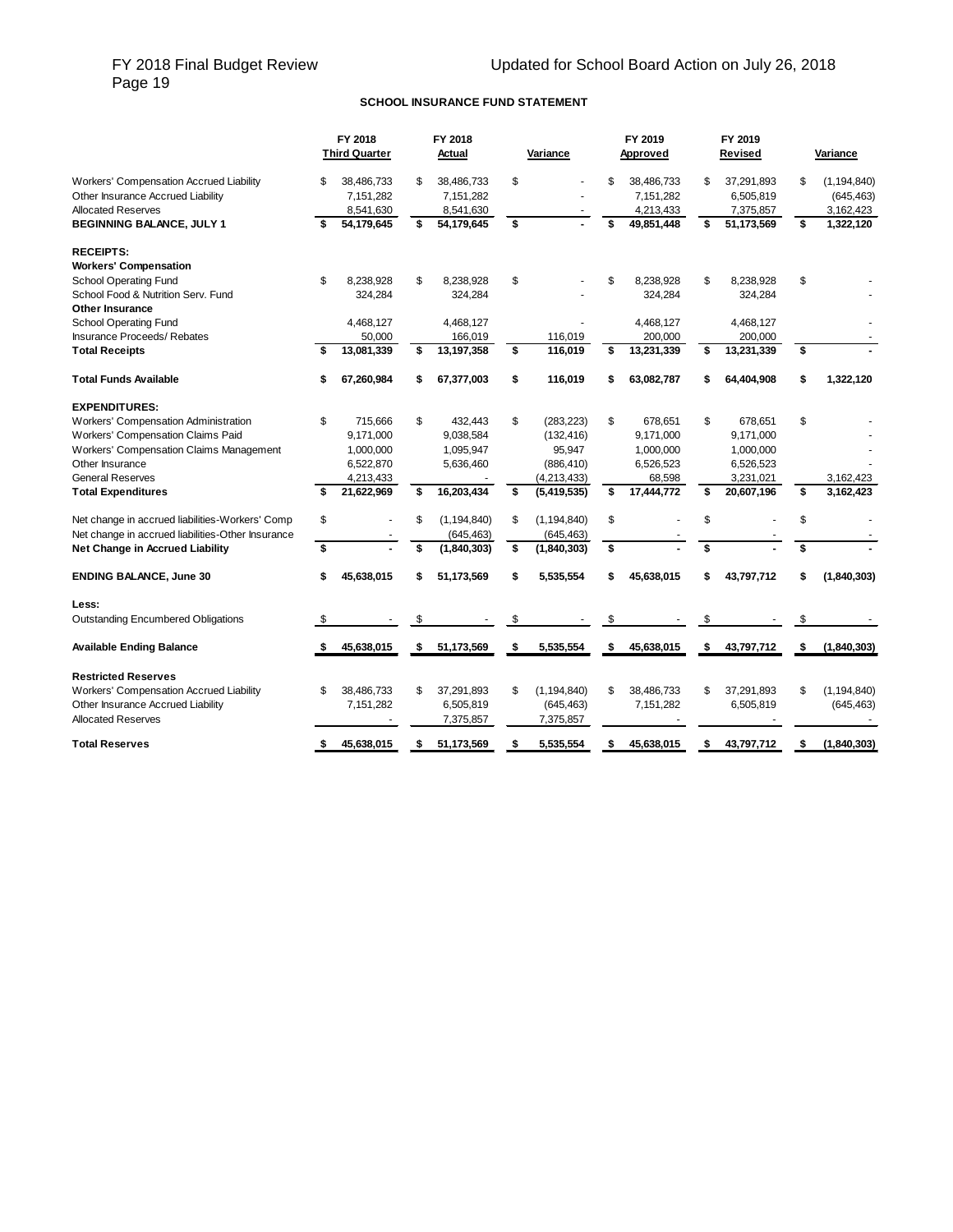## SCHOOL INSURANCE FUND STATEMENT

| | FY 2018 Third Quarter | FY 2018 Actual | Variance | FY 2019 Approved | FY 2019 Revised | Variance |
|---|---|---|---|---|---|---|
| Workers' Compensation Accrued Liability | $ 38,486,733 | $ 38,486,733 | $ - | $ 38,486,733 | $ 37,291,893 | $ (1,194,840) |
| Other Insurance Accrued Liability | 7,151,282 | 7,151,282 | - | 7,151,282 | 6,505,819 | (645,463) |
| Allocated Reserves | 8,541,630 | 8,541,630 | - | 4,213,433 | 7,375,857 | 3,162,423 |
| **BEGINNING BALANCE, JULY 1** | **$ 54,179,645** | **$ 54,179,645** | **$ -** | **$ 49,851,448** | **$ 51,173,569** | **$ 1,322,120** |
| **RECEIPTS:** | | | | | | |
| **Workers' Compensation** | | | | | | |
| School Operating Fund | $ 8,238,928 | $ 8,238,928 | $ - | $ 8,238,928 | $ 8,238,928 | $ - |
| School Food & Nutrition Serv. Fund | 324,284 | 324,284 | - | 324,284 | 324,284 | - |
| **Other Insurance** | | | | | | |
| School Operating Fund | 4,468,127 | 4,468,127 | - | 4,468,127 | 4,468,127 | - |
| Insurance Proceeds/ Rebates | 50,000 | 166,019 | 116,019 | 200,000 | 200,000 | - |
| **Total Receipts** | **$ 13,081,339** | **$ 13,197,358** | **$ 116,019** | **$ 13,231,339** | **$ 13,231,339** | **$ -** |
| **Total Funds Available** | **$ 67,260,984** | **$ 67,377,003** | **$ 116,019** | **$ 63,082,787** | **$ 64,404,908** | **$ 1,322,120** |
| **EXPENDITURES:** | | | | | | |
| Workers' Compensation Administration | $ 715,666 | $ 432,443 | $ (283,223) | $ 678,651 | $ 678,651 | $ - |
| Workers' Compensation Claims Paid | 9,171,000 | 9,038,584 | (132,416) | 9,171,000 | 9,171,000 | - |
| Workers' Compensation Claims Management | 1,000,000 | 1,095,947 | 95,947 | 1,000,000 | 1,000,000 | - |
| Other Insurance | 6,522,870 | 5,636,460 | (886,410) | 6,526,523 | 6,526,523 | - |
| General Reserves | 4,213,433 | - | (4,213,433) | 68,598 | 3,231,021 | 3,162,423 |
| **Total Expenditures** | **$ 21,622,969** | **$ 16,203,434** | **$ (5,419,535)** | **$ 17,444,772** | **$ 20,607,196** | **$ 3,162,423** |
| Net change in accrued liabilities-Workers' Comp | $ - | $ (1,194,840) | $ (1,194,840) | $ - | $ - | $ - |
| Net change in accrued liabilities-Other Insurance | - | (645,463) | (645,463) | - | - | - |
| **Net Change in Accrued Liability** | **$ -** | **$ (1,840,303)** | **$ (1,840,303)** | **$ -** | **$ -** | **$ -** |
| **ENDING BALANCE, June 30** | **$ 45,638,015** | **$ 51,173,569** | **$ 5,535,554** | **$ 45,638,015** | **$ 43,797,712** | **$ (1,840,303)** |
| **Less:** | | | | | | |
| Outstanding Encumbered Obligations | $ - | $ - | $ - | $ - | $ - | $ - |
| **Available Ending Balance** | **$ 45,638,015** | **$ 51,173,569** | **$ 5,535,554** | **$ 45,638,015** | **$ 43,797,712** | **$ (1,840,303)** |
| **Restricted Reserves** | | | | | | |
| Workers' Compensation Accrued Liability | $ 38,486,733 | $ 37,291,893 | $ (1,194,840) | $ 38,486,733 | $ 37,291,893 | $ (1,194,840) |
| Other Insurance Accrued Liability | 7,151,282 | 6,505,819 | (645,463) | 7,151,282 | 6,505,819 | (645,463) |
| Allocated Reserves | - | 7,375,857 | 7,375,857 | - | - | - |
| **Total Reserves** | **$ 45,638,015** | **$ 51,173,569** | **$ 5,535,554** | **$ 45,638,015** | **$ 43,797,712** | **$ (1,840,303)** |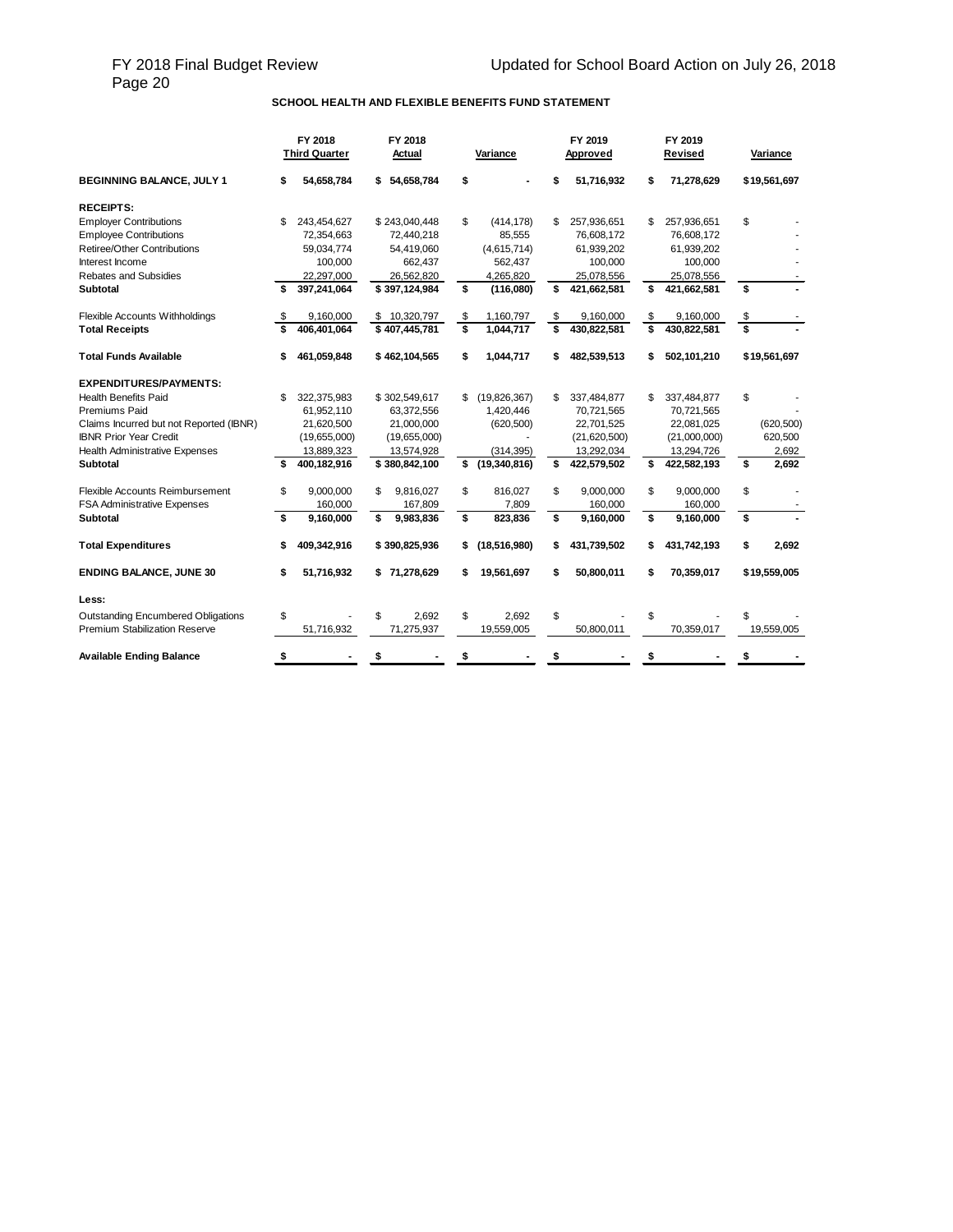## SCHOOL HEALTH AND FLEXIBLE BENEFITS FUND STATEMENT

| | FY 2018 Third Quarter | FY 2018 Actual | Variance | FY 2019 Approved | FY 2019 Revised | Variance |
|---|---|---|---|---|---|---|
| **BEGINNING BALANCE, JULY 1** | **$ 54,658,784** | **$ 54,658,784** | **$ -** | **$ 51,716,932** | **$ 71,278,629** | **$19,561,697** |
| **RECEIPTS:** | | | | | | |
| Employer Contributions | $ 243,454,627 | $ 243,040,448 | $ (414,178) | $ 257,936,651 | $ 257,936,651 | $ - |
| Employee Contributions | 72,354,663 | 72,440,218 | 85,555 | 76,608,172 | 76,608,172 | - |
| Retiree/Other Contributions | 59,034,774 | 54,419,060 | (4,615,714) | 61,939,202 | 61,939,202 | - |
| Interest Income | 100,000 | 662,437 | 562,437 | 100,000 | 100,000 | - |
| Rebates and Subsidies | 22,297,000 | 26,562,820 | 4,265,820 | 25,078,556 | 25,078,556 | - |
| **Subtotal** | **$ 397,241,064** | **$ 397,124,984** | **$ (116,080)** | **$ 421,662,581** | **$ 421,662,581** | **$ -** |
| Flexible Accounts Withholdings | $ 9,160,000 | $ 10,320,797 | $ 1,160,797 | $ 9,160,000 | $ 9,160,000 | $ - |
| **Total Receipts** | **$ 406,401,064** | **$ 407,445,781** | **$ 1,044,717** | **$ 430,822,581** | **$ 430,822,581** | **$ -** |
| **Total Funds Available** | **$ 461,059,848** | **$ 462,104,565** | **$ 1,044,717** | **$ 482,539,513** | **$ 502,101,210** | **$19,561,697** |
| **EXPENDITURES/PAYMENTS:** | | | | | | |
| Health Benefits Paid | $ 322,375,983 | $ 302,549,617 | $ (19,826,367) | $ 337,484,877 | $ 337,484,877 | $ - |
| Premiums Paid | 61,952,110 | 63,372,556 | 1,420,446 | 70,721,565 | 70,721,565 | - |
| Claims Incurred but not Reported (IBNR) | 21,620,500 | 21,000,000 | (620,500) | 22,701,525 | 22,081,025 | (620,500) |
| IBNR Prior Year Credit | (19,655,000) | (19,655,000) | - | (21,620,500) | (21,000,000) | 620,500 |
| Health Administrative Expenses | 13,889,323 | 13,574,928 | (314,395) | 13,292,034 | 13,294,726 | 2,692 |
| **Subtotal** | **$ 400,182,916** | **$ 380,842,100** | **$ (19,340,816)** | **$ 422,579,502** | **$ 422,582,193** | **$ 2,692** |
| Flexible Accounts Reimbursement | $ 9,000,000 | $ 9,816,027 | $ 816,027 | $ 9,000,000 | $ 9,000,000 | $ - |
| FSA Administrative Expenses | 160,000 | 167,809 | 7,809 | 160,000 | 160,000 | - |
| **Subtotal** | **$ 9,160,000** | **$ 9,983,836** | **$ 823,836** | **$ 9,160,000** | **$ 9,160,000** | **$ -** |
| **Total Expenditures** | **$ 409,342,916** | **$ 390,825,936** | **$ (18,516,980)** | **$ 431,739,502** | **$ 431,742,193** | **$ 2,692** |
| **ENDING BALANCE, JUNE 30** | **$ 51,716,932** | **$ 71,278,629** | **$ 19,561,697** | **$ 50,800,011** | **$ 70,359,017** | **$19,559,005** |
| **Less:** | | | | | | |
| Outstanding Encumbered Obligations | $ - | $ 2,692 | $ 2,692 | $ - | $ - | $ - |
| Premium Stabilization Reserve | 51,716,932 | 71,275,937 | 19,559,005 | 50,800,011 | 70,359,017 | 19,559,005 |
| **Available Ending Balance** | **$ -** | **$ -** | **$ -** | **$ -** | **$ -** | **$ -** |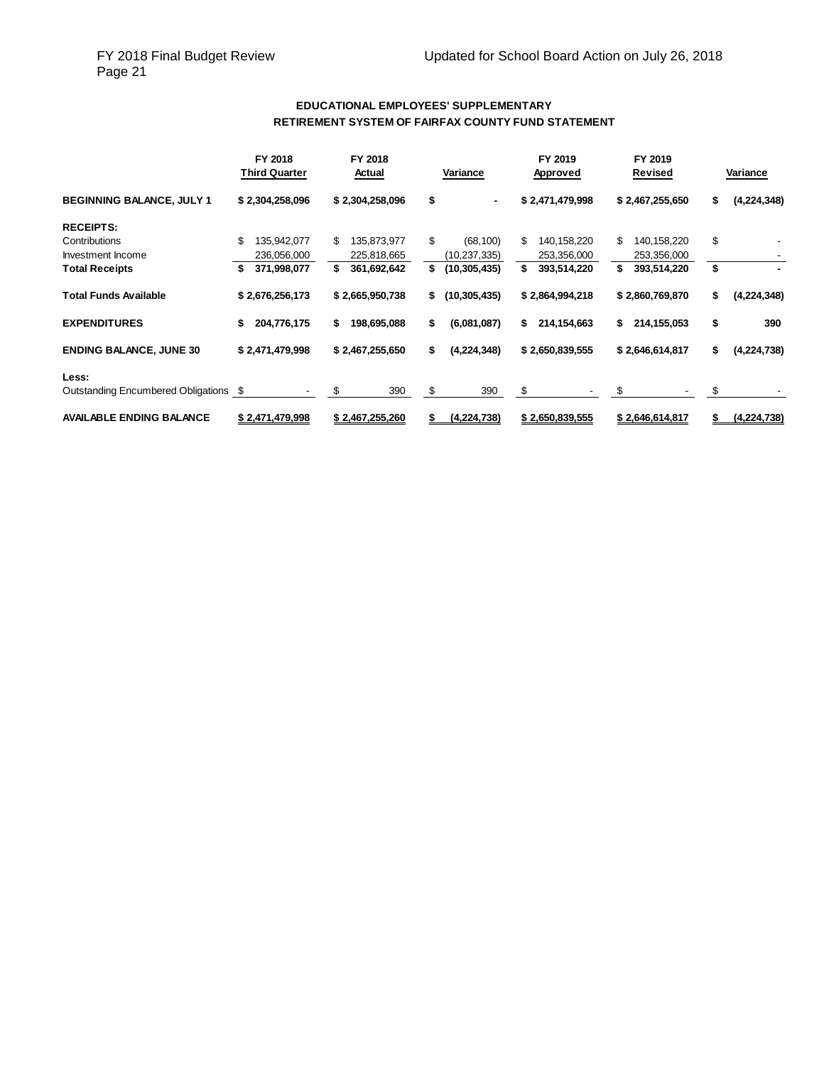### EDUCATIONAL EMPLOYEES' SUPPLEMENTARY RETIREMENT SYSTEM OF FAIRFAX COUNTY FUND STATEMENT

| | FY 2018 Third Quarter | FY 2018 Actual | Variance | FY 2019 Approved | FY 2019 Revised | Variance |
|---|---|---|---|---|---|---|
| **BEGINNING BALANCE, JULY 1** | $ 2,304,258,096 | $ 2,304,258,096 | $ - | $ 2,471,479,998 | $ 2,467,255,650 | $ (4,224,348) |
| **RECEIPTS:** | | | | | | |
| Contributions | $ 135,942,077 | $ 135,873,977 | $ (68,100) | $ 140,158,220 | $ 140,158,220 | $ - |
| Investment Income | 236,056,000 | 225,818,665 | (10,237,335) | 253,356,000 | 253,356,000 | - |
| **Total Receipts** | $ 371,998,077 | $ 361,692,642 | $ (10,305,435) | $ 393,514,220 | $ 393,514,220 | $ - |
| **Total Funds Available** | $ 2,676,256,173 | $ 2,665,950,738 | $ (10,305,435) | $ 2,864,994,218 | $ 2,860,769,870 | $ (4,224,348) |
| **EXPENDITURES** | $ 204,776,175 | $ 198,695,088 | $ (6,081,087) | $ 214,154,663 | $ 214,155,053 | $ 390 |
| **ENDING BALANCE, JUNE 30** | $ 2,471,479,998 | $ 2,467,255,650 | $ (4,224,348) | $ 2,650,839,555 | $ 2,646,614,817 | $ (4,224,738) |
| **Less:** | | | | | | |
| Outstanding Encumbered Obligations | $ - | $ 390 | $ 390 | $ - | $ - | $ - |
| **AVAILABLE ENDING BALANCE** | $ 2,471,479,998 | $ 2,467,255,260 | $ (4,224,738) | $ 2,650,839,555 | $ 2,646,614,817 | $ (4,224,738) |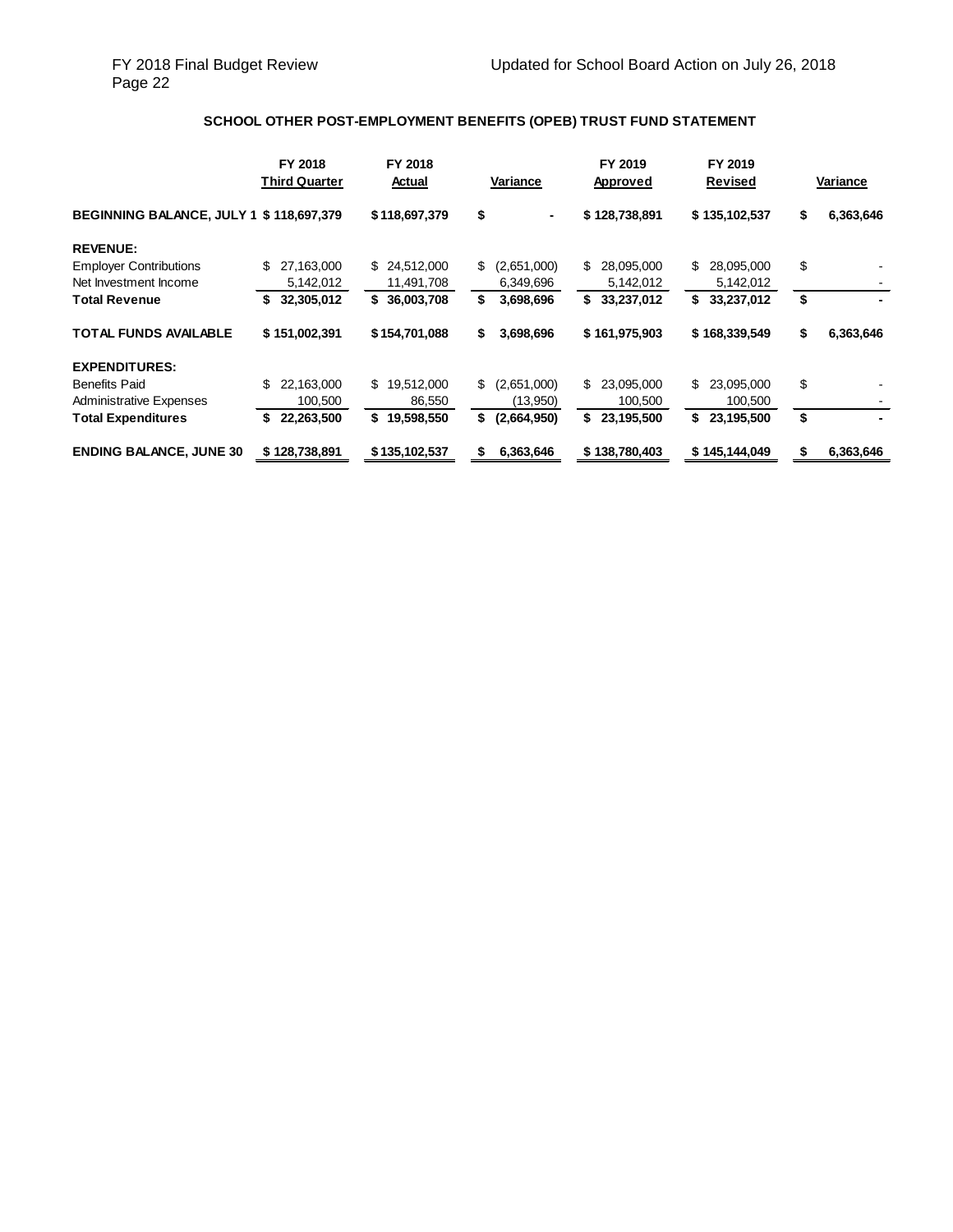## SCHOOL OTHER POST-EMPLOYMENT BENEFITS (OPEB) TRUST FUND STATEMENT

| | FY 2018 Third Quarter | FY 2018 Actual | Variance | FY 2019 Approved | FY 2019 Revised | Variance |
|---|---|---|---|---|---|---|
| **BEGINNING BALANCE, JULY 1** | **$ 118,697,379** | **$ 118,697,379** | **$ -** | **$ 128,738,891** | **$ 135,102,537** | **$ 6,363,646** |
| **REVENUE:** | | | | | | |
| Employer Contributions | $ 27,163,000 | $ 24,512,000 | $ (2,651,000) | $ 28,095,000 | $ 28,095,000 | $ - |
| Net Investment Income | 5,142,012 | 11,491,708 | 6,349,696 | 5,142,012 | 5,142,012 | - |
| **Total Revenue** | **$ 32,305,012** | **$ 36,003,708** | **$ 3,698,696** | **$ 33,237,012** | **$ 33,237,012** | **$ -** |
| **TOTAL FUNDS AVAILABLE** | **$ 151,002,391** | **$ 154,701,088** | **$ 3,698,696** | **$ 161,975,903** | **$ 168,339,549** | **$ 6,363,646** |
| **EXPENDITURES:** | | | | | | |
| Benefits Paid | $ 22,163,000 | $ 19,512,000 | $ (2,651,000) | $ 23,095,000 | $ 23,095,000 | $ - |
| Administrative Expenses | 100,500 | 86,550 | (13,950) | 100,500 | 100,500 | - |
| **Total Expenditures** | **$ 22,263,500** | **$ 19,598,550** | **$ (2,664,950)** | **$ 23,195,500** | **$ 23,195,500** | **$ -** |
| **ENDING BALANCE, JUNE 30** | **$ 128,738,891** | **$ 135,102,537** | **$ 6,363,646** | **$ 138,780,403** | **$ 145,144,049** | **$ 6,363,646** |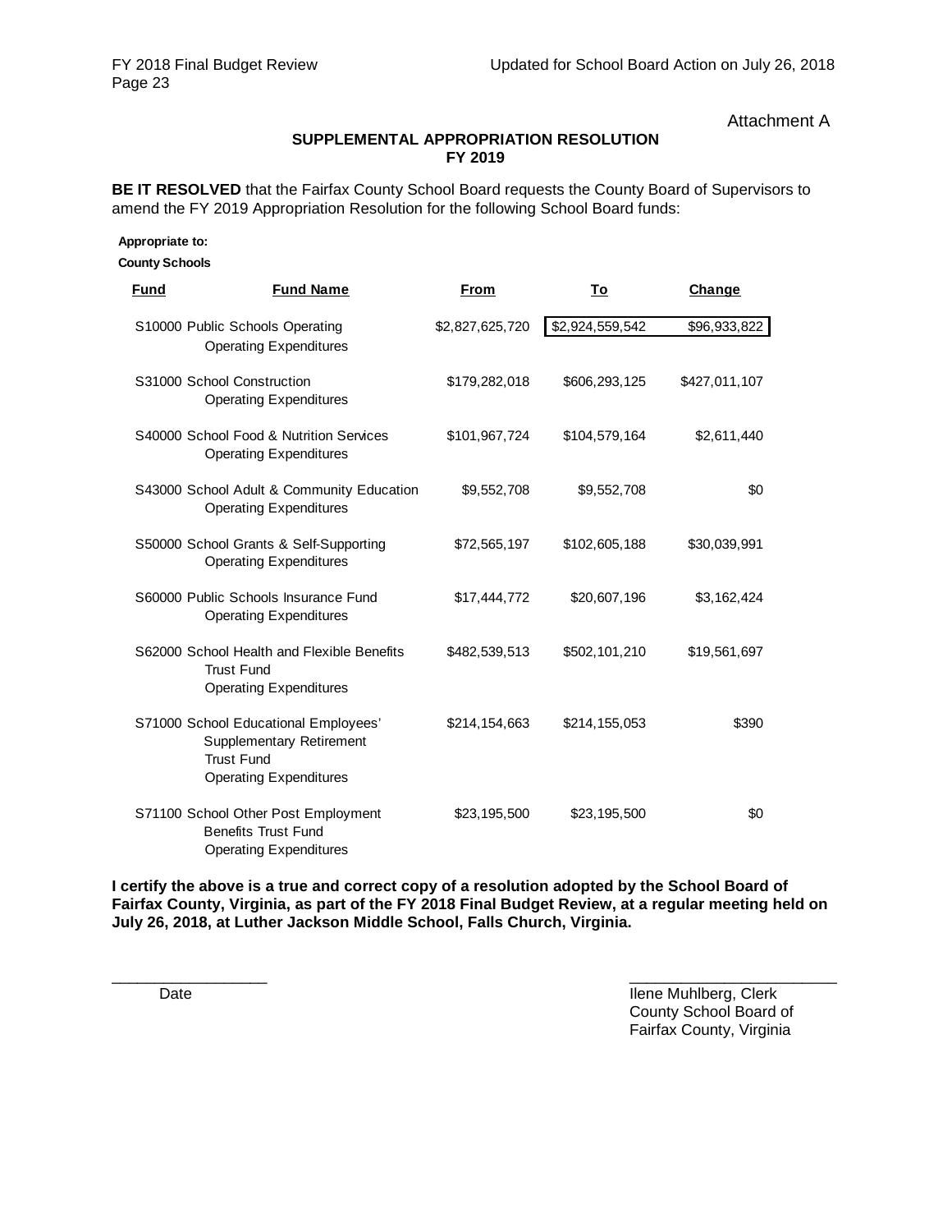Attachment A

## SUPPLEMENTAL APPROPRIATION RESOLUTION
## FY 2019

**BE IT RESOLVED** that the Fairfax County School Board requests the County Board of Supervisors to amend the FY 2019 Appropriation Resolution for the following School Board funds:

**Appropriate to:**

**County Schools**

| Fund | Fund Name | From | To | Change |
|---|---|---|---|---|
| S10000 | Public Schools Operating<br>Operating Expenditures | $2,827,625,720 | $2,924,559,542 | $96,933,822 |
| S31000 | School Construction<br>Operating Expenditures | $179,282,018 | $606,293,125 | $427,011,107 |
| S40000 | School Food & Nutrition Services<br>Operating Expenditures | $101,967,724 | $104,579,164 | $2,611,440 |
| S43000 | School Adult & Community Education<br>Operating Expenditures | $9,552,708 | $9,552,708 | $0 |
| S50000 | School Grants & Self-Supporting<br>Operating Expenditures | $72,565,197 | $102,605,188 | $30,039,991 |
| S60000 | Public Schools Insurance Fund<br>Operating Expenditures | $17,444,772 | $20,607,196 | $3,162,424 |
| S62000 | School Health and Flexible Benefits<br>Trust Fund<br>Operating Expenditures | $482,539,513 | $502,101,210 | $19,561,697 |
| S71000 | School Educational Employees'<br>Supplementary Retirement<br>Trust Fund<br>Operating Expenditures | $214,154,663 | $214,155,053 | $390 |
| S71100 | School Other Post Employment<br>Benefits Trust Fund<br>Operating Expenditures | $23,195,500 | $23,195,500 | $0 |

**I certify the above is a true and correct copy of a resolution adopted by the School Board of Fairfax County, Virginia, as part of the FY 2018 Final Budget Review, at a regular meeting held on July 26, 2018, at Luther Jackson Middle School, Falls Church, Virginia.**

\_\_\_\_\_\_\_\_\_\_\_\_\_\_\_\_\_\_
Date

\_\_\_\_\_\_\_\_\_\_\_\_\_\_\_\_\_\_\_\_\_\_\_\_
Ilene Muhlberg, Clerk
County School Board of
Fairfax County, Virginia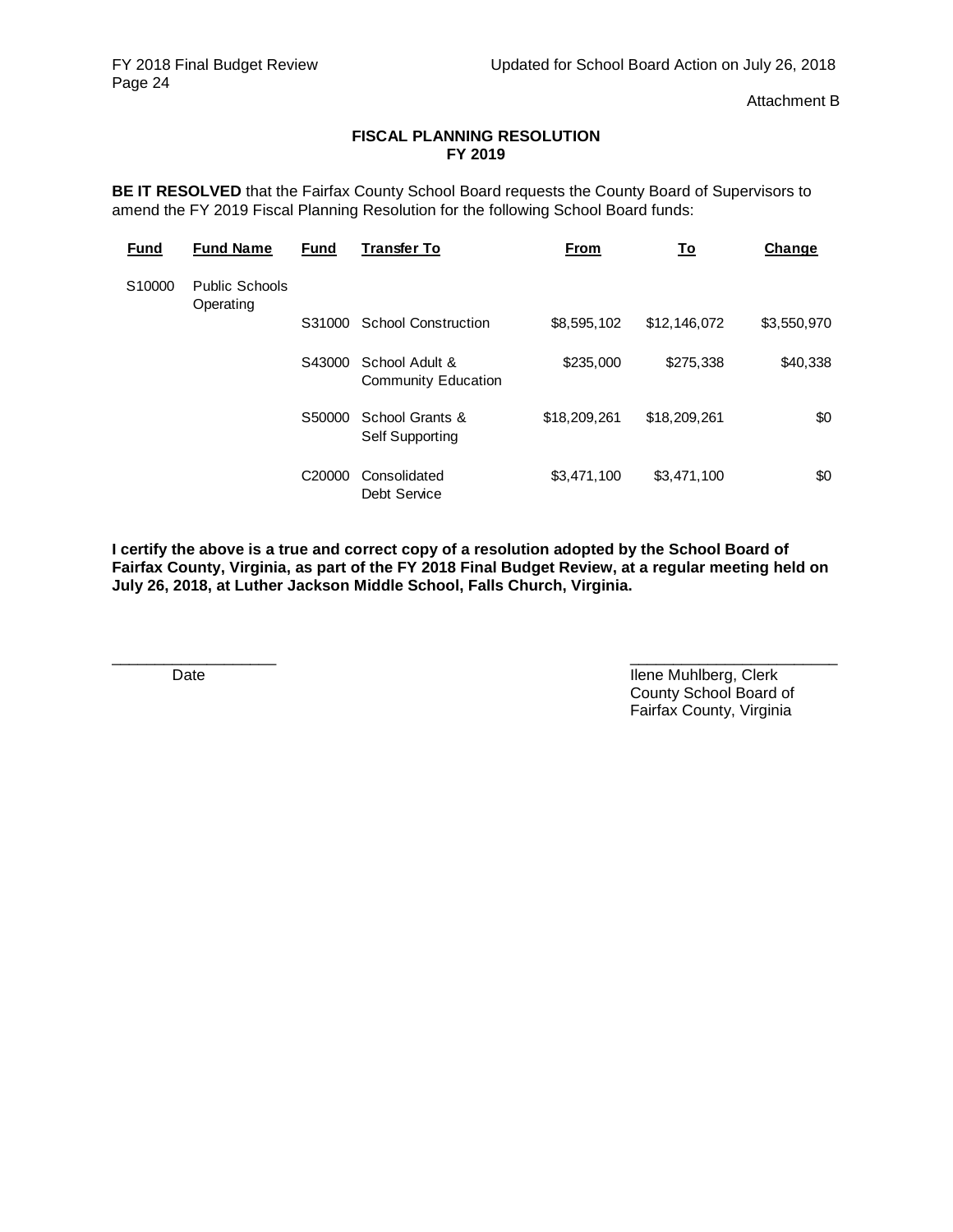Attachment B

**FISCAL PLANNING RESOLUTION**
**FY 2019**

**BE IT RESOLVED** that the Fairfax County School Board requests the County Board of Supervisors to amend the FY 2019 Fiscal Planning Resolution for the following School Board funds:

| Fund | Fund Name | Fund | Transfer To | From | To | Change |
|---|---|---|---|---|---|---|
| S10000 | Public Schools Operating | | | | | |
| | | S31000 | School Construction | $8,595,102 | $12,146,072 | $3,550,970 |
| | | S43000 | School Adult & Community Education | $235,000 | $275,338 | $40,338 |
| | | S50000 | School Grants & Self Supporting | $18,209,261 | $18,209,261 | $0 |
| | | C20000 | Consolidated Debt Service | $3,471,100 | $3,471,100 | $0 |

**I certify the above is a true and correct copy of a resolution adopted by the School Board of Fairfax County, Virginia, as part of the FY 2018 Final Budget Review, at a regular meeting held on July 26, 2018, at Luther Jackson Middle School, Falls Church, Virginia.**

___________________
Date

________________________
Ilene Muhlberg, Clerk
County School Board of
Fairfax County, Virginia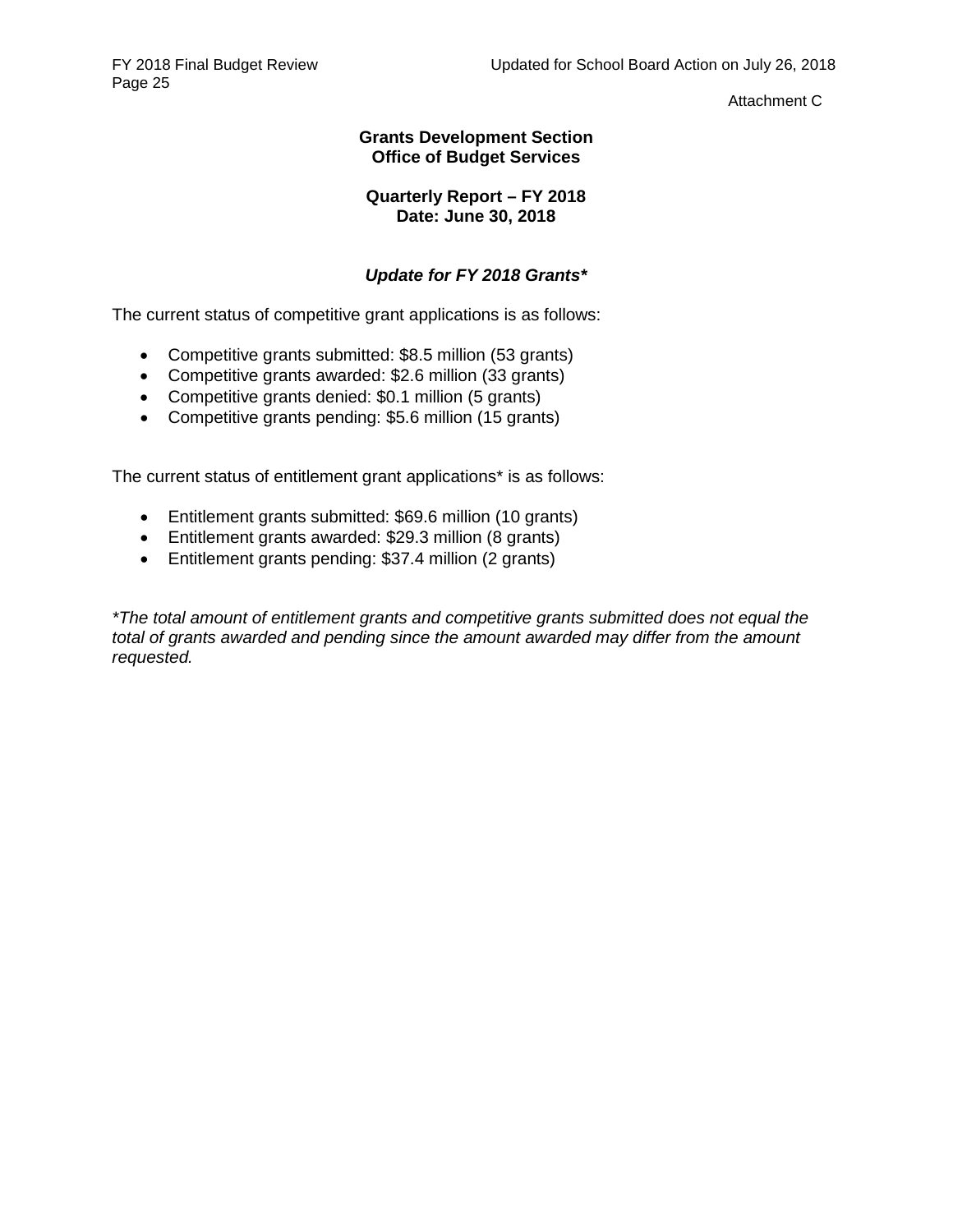Attachment C

**Grants Development Section**
**Office of Budget Services**

**Quarterly Report – FY 2018**
**Date: June 30, 2018**

***Update for FY 2018 Grants****

The current status of competitive grant applications is as follows:

- Competitive grants submitted: $8.5 million (53 grants)
- Competitive grants awarded: $2.6 million (33 grants)
- Competitive grants denied: $0.1 million (5 grants)
- Competitive grants pending: $5.6 million (15 grants)

The current status of entitlement grant applications* is as follows:

- Entitlement grants submitted: $69.6 million (10 grants)
- Entitlement grants awarded: $29.3 million (8 grants)
- Entitlement grants pending: $37.4 million (2 grants)

*\*The total amount of entitlement grants and competitive grants submitted does not equal the total of grants awarded and pending since the amount awarded may differ from the amount requested.*